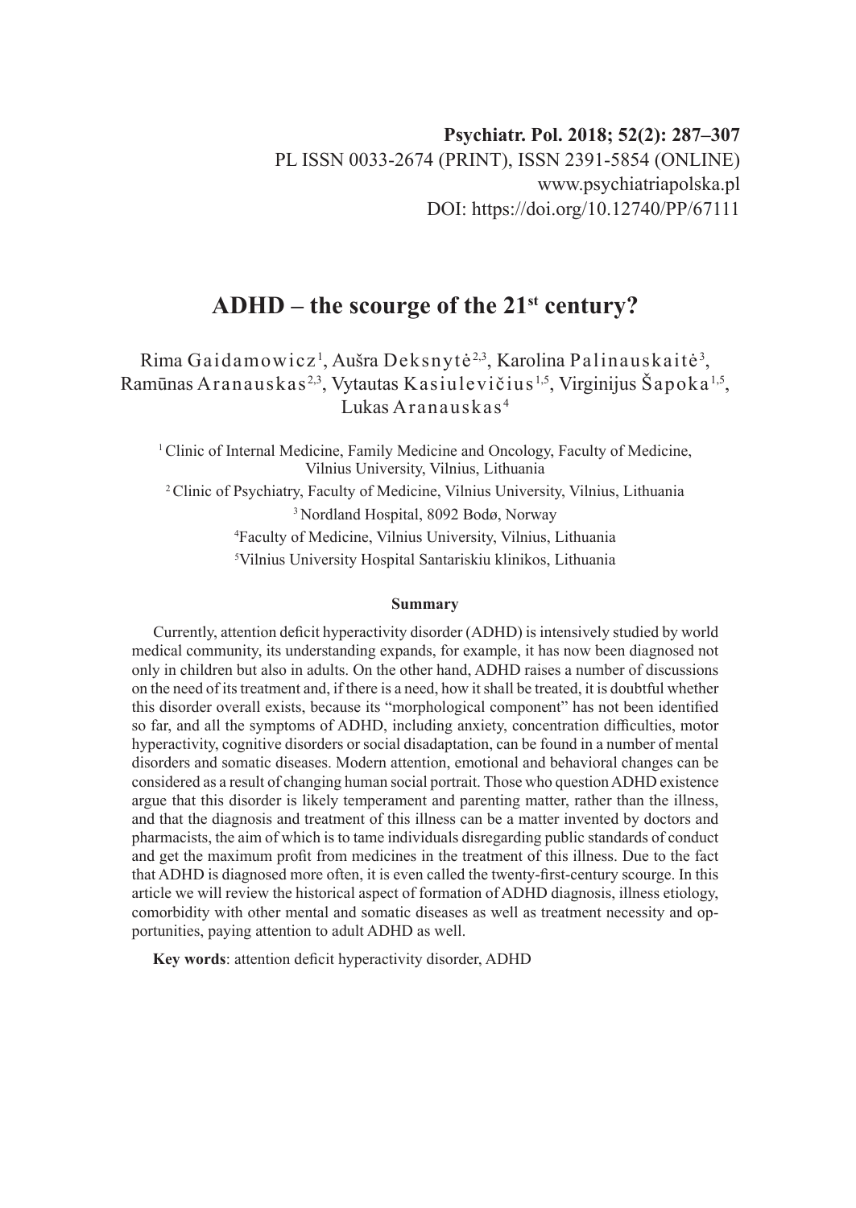**Psychiatr. Pol. 2018; 52(2): 287–307**
PL ISSN 0033-2674 (PRINT), ISSN 2391-5854 (ONLINE)
www.psychiatriapolska.pl
DOI: https://doi.org/10.12740/PP/67111

# ADHD – the scourge of the 21st century?

Rima Gaidamowicz[1], Aušra Deksnytė[2,3], Karolina Palinauskaitė[3], Ramūnas Aranauskas[2,3], Vytautas Kasiulevičius[1,5], Virginijus Šapoka[1,5], Lukas Aranauskas[4]

[1] Clinic of Internal Medicine, Family Medicine and Oncology, Faculty of Medicine, Vilnius University, Vilnius, Lithuania

[2] Clinic of Psychiatry, Faculty of Medicine, Vilnius University, Vilnius, Lithuania

[3] Nordland Hospital, 8092 Bodø, Norway

[4] Faculty of Medicine, Vilnius University, Vilnius, Lithuania

[5] Vilnius University Hospital Santariskiu klinikos, Lithuania

## Summary

Currently, attention deficit hyperactivity disorder (ADHD) is intensively studied by world medical community, its understanding expands, for example, it has now been diagnosed not only in children but also in adults. On the other hand, ADHD raises a number of discussions on the need of its treatment and, if there is a need, how it shall be treated, it is doubtful whether this disorder overall exists, because its "morphological component" has not been identified so far, and all the symptoms of ADHD, including anxiety, concentration difficulties, motor hyperactivity, cognitive disorders or social disadaptation, can be found in a number of mental disorders and somatic diseases. Modern attention, emotional and behavioral changes can be considered as a result of changing human social portrait. Those who question ADHD existence argue that this disorder is likely temperament and parenting matter, rather than the illness, and that the diagnosis and treatment of this illness can be a matter invented by doctors and pharmacists, the aim of which is to tame individuals disregarding public standards of conduct and get the maximum profit from medicines in the treatment of this illness. Due to the fact that ADHD is diagnosed more often, it is even called the twenty-first-century scourge. In this article we will review the historical aspect of formation of ADHD diagnosis, illness etiology, comorbidity with other mental and somatic diseases as well as treatment necessity and opportunities, paying attention to adult ADHD as well.

**Key words**: attention deficit hyperactivity disorder, ADHD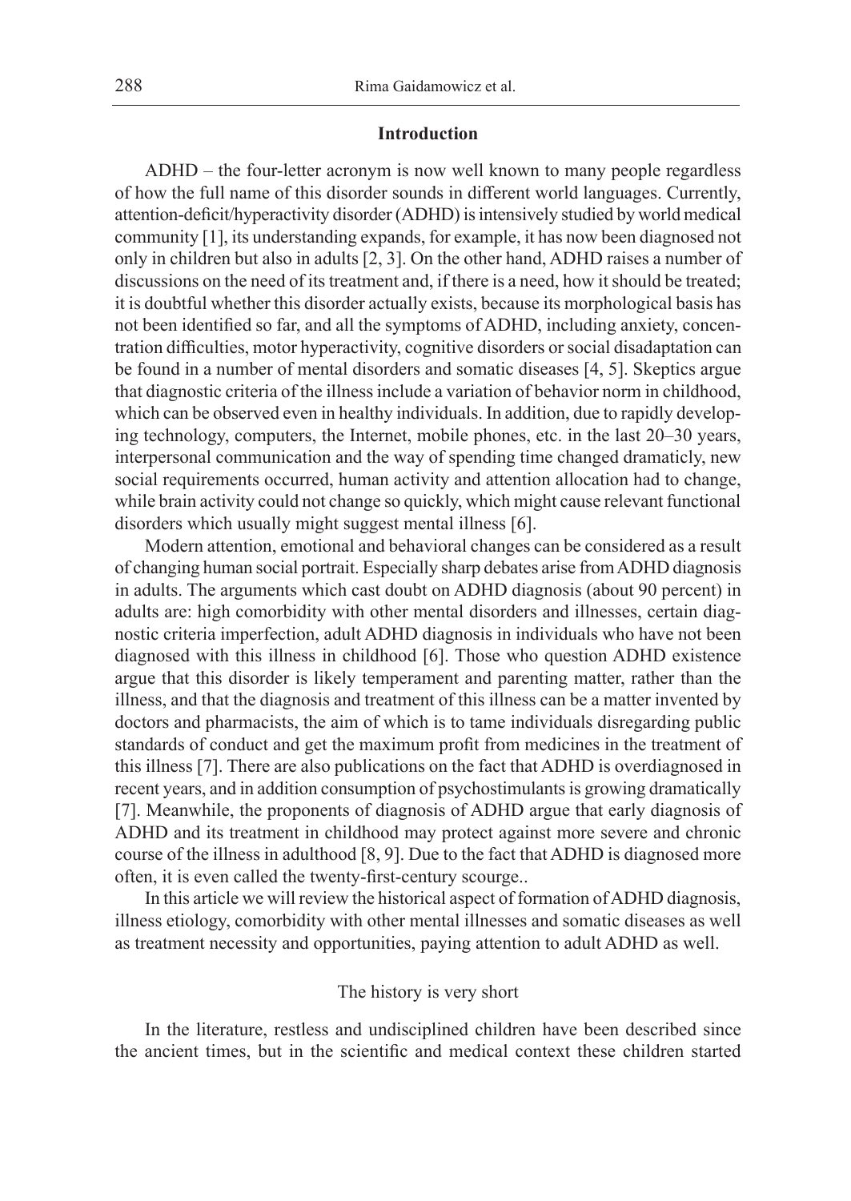## Introduction

ADHD – the four-letter acronym is now well known to many people regardless of how the full name of this disorder sounds in different world languages. Currently, attention-deficit/hyperactivity disorder (ADHD) is intensively studied by world medical community [1], its understanding expands, for example, it has now been diagnosed not only in children but also in adults [2, 3]. On the other hand, ADHD raises a number of discussions on the need of its treatment and, if there is a need, how it should be treated; it is doubtful whether this disorder actually exists, because its morphological basis has not been identified so far, and all the symptoms of ADHD, including anxiety, concentration difficulties, motor hyperactivity, cognitive disorders or social disadaptation can be found in a number of mental disorders and somatic diseases [4, 5]. Skeptics argue that diagnostic criteria of the illness include a variation of behavior norm in childhood, which can be observed even in healthy individuals. In addition, due to rapidly developing technology, computers, the Internet, mobile phones, etc. in the last 20–30 years, interpersonal communication and the way of spending time changed dramaticly, new social requirements occurred, human activity and attention allocation had to change, while brain activity could not change so quickly, which might cause relevant functional disorders which usually might suggest mental illness [6].

Modern attention, emotional and behavioral changes can be considered as a result of changing human social portrait. Especially sharp debates arise from ADHD diagnosis in adults. The arguments which cast doubt on ADHD diagnosis (about 90 percent) in adults are: high comorbidity with other mental disorders and illnesses, certain diagnostic criteria imperfection, adult ADHD diagnosis in individuals who have not been diagnosed with this illness in childhood [6]. Those who question ADHD existence argue that this disorder is likely temperament and parenting matter, rather than the illness, and that the diagnosis and treatment of this illness can be a matter invented by doctors and pharmacists, the aim of which is to tame individuals disregarding public standards of conduct and get the maximum profit from medicines in the treatment of this illness [7]. There are also publications on the fact that ADHD is overdiagnosed in recent years, and in addition consumption of psychostimulants is growing dramatically [7]. Meanwhile, the proponents of diagnosis of ADHD argue that early diagnosis of ADHD and its treatment in childhood may protect against more severe and chronic course of the illness in adulthood [8, 9]. Due to the fact that ADHD is diagnosed more often, it is even called the twenty-first-century scourge..

In this article we will review the historical aspect of formation of ADHD diagnosis, illness etiology, comorbidity with other mental illnesses and somatic diseases as well as treatment necessity and opportunities, paying attention to adult ADHD as well.

### The history is very short

In the literature, restless and undisciplined children have been described since the ancient times, but in the scientific and medical context these children started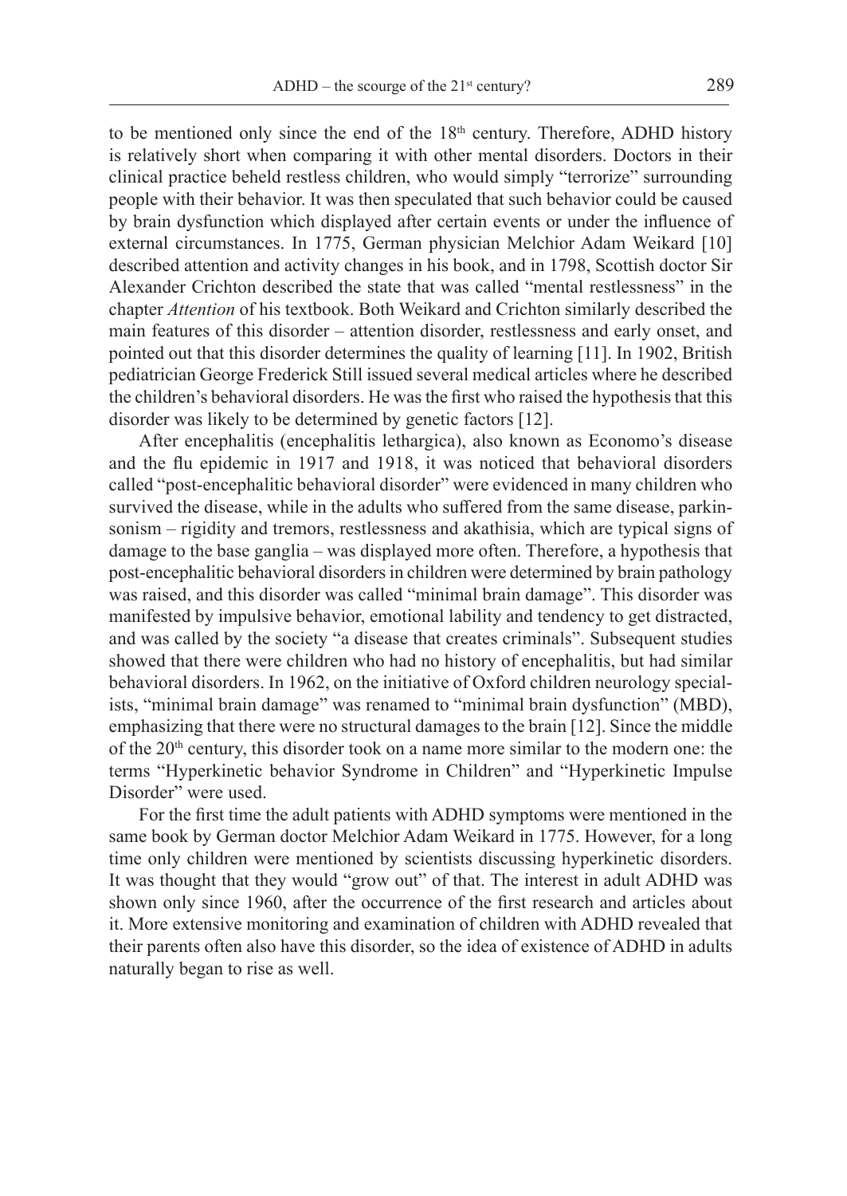to be mentioned only since the end of the 18th century. Therefore, ADHD history is relatively short when comparing it with other mental disorders. Doctors in their clinical practice beheld restless children, who would simply "terrorize" surrounding people with their behavior. It was then speculated that such behavior could be caused by brain dysfunction which displayed after certain events or under the influence of external circumstances. In 1775, German physician Melchior Adam Weikard [10] described attention and activity changes in his book, and in 1798, Scottish doctor Sir Alexander Crichton described the state that was called "mental restlessness" in the chapter *Attention* of his textbook. Both Weikard and Crichton similarly described the main features of this disorder – attention disorder, restlessness and early onset, and pointed out that this disorder determines the quality of learning [11]. In 1902, British pediatrician George Frederick Still issued several medical articles where he described the children's behavioral disorders. He was the first who raised the hypothesis that this disorder was likely to be determined by genetic factors [12].

After encephalitis (encephalitis lethargica), also known as Economo's disease and the flu epidemic in 1917 and 1918, it was noticed that behavioral disorders called "post-encephalitic behavioral disorder" were evidenced in many children who survived the disease, while in the adults who suffered from the same disease, parkinsonism – rigidity and tremors, restlessness and akathisia, which are typical signs of damage to the base ganglia – was displayed more often. Therefore, a hypothesis that post-encephalitic behavioral disorders in children were determined by brain pathology was raised, and this disorder was called "minimal brain damage". This disorder was manifested by impulsive behavior, emotional lability and tendency to get distracted, and was called by the society "a disease that creates criminals". Subsequent studies showed that there were children who had no history of encephalitis, but had similar behavioral disorders. In 1962, on the initiative of Oxford children neurology specialists, "minimal brain damage" was renamed to "minimal brain dysfunction" (MBD), emphasizing that there were no structural damages to the brain [12]. Since the middle of the 20th century, this disorder took on a name more similar to the modern one: the terms "Hyperkinetic behavior Syndrome in Children" and "Hyperkinetic Impulse Disorder" were used.

For the first time the adult patients with ADHD symptoms were mentioned in the same book by German doctor Melchior Adam Weikard in 1775. However, for a long time only children were mentioned by scientists discussing hyperkinetic disorders. It was thought that they would "grow out" of that. The interest in adult ADHD was shown only since 1960, after the occurrence of the first research and articles about it. More extensive monitoring and examination of children with ADHD revealed that their parents often also have this disorder, so the idea of existence of ADHD in adults naturally began to rise as well.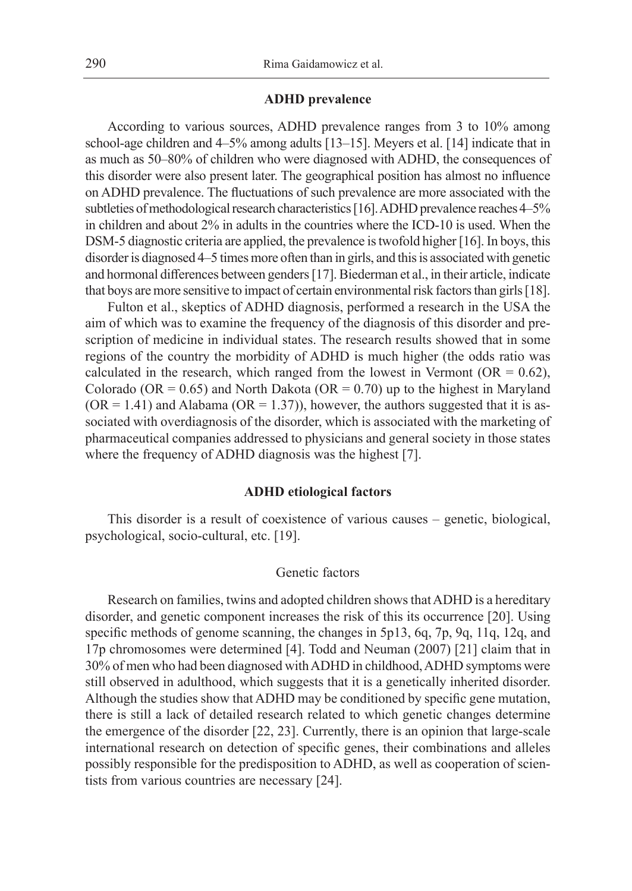## ADHD prevalence

According to various sources, ADHD prevalence ranges from 3 to 10% among school-age children and 4–5% among adults [13–15]. Meyers et al. [14] indicate that in as much as 50–80% of children who were diagnosed with ADHD, the consequences of this disorder were also present later. The geographical position has almost no influence on ADHD prevalence. The fluctuations of such prevalence are more associated with the subtleties of methodological research characteristics [16]. ADHD prevalence reaches 4–5% in children and about 2% in adults in the countries where the ICD-10 is used. When the DSM-5 diagnostic criteria are applied, the prevalence is twofold higher [16]. In boys, this disorder is diagnosed 4–5 times more often than in girls, and this is associated with genetic and hormonal differences between genders [17]. Biederman et al., in their article, indicate that boys are more sensitive to impact of certain environmental risk factors than girls [18].

Fulton et al., skeptics of ADHD diagnosis, performed a research in the USA the aim of which was to examine the frequency of the diagnosis of this disorder and prescription of medicine in individual states. The research results showed that in some regions of the country the morbidity of ADHD is much higher (the odds ratio was calculated in the research, which ranged from the lowest in Vermont (OR = 0.62), Colorado (OR = 0.65) and North Dakota (OR = 0.70) up to the highest in Maryland (OR = 1.41) and Alabama (OR = 1.37)), however, the authors suggested that it is associated with overdiagnosis of the disorder, which is associated with the marketing of pharmaceutical companies addressed to physicians and general society in those states where the frequency of ADHD diagnosis was the highest [7].

## ADHD etiological factors

This disorder is a result of coexistence of various causes – genetic, biological, psychological, socio-cultural, etc. [19].

### Genetic factors

Research on families, twins and adopted children shows that ADHD is a hereditary disorder, and genetic component increases the risk of this its occurrence [20]. Using specific methods of genome scanning, the changes in 5p13, 6q, 7p, 9q, 11q, 12q, and 17p chromosomes were determined [4]. Todd and Neuman (2007) [21] claim that in 30% of men who had been diagnosed with ADHD in childhood, ADHD symptoms were still observed in adulthood, which suggests that it is a genetically inherited disorder. Although the studies show that ADHD may be conditioned by specific gene mutation, there is still a lack of detailed research related to which genetic changes determine the emergence of the disorder [22, 23]. Currently, there is an opinion that large-scale international research on detection of specific genes, their combinations and alleles possibly responsible for the predisposition to ADHD, as well as cooperation of scientists from various countries are necessary [24].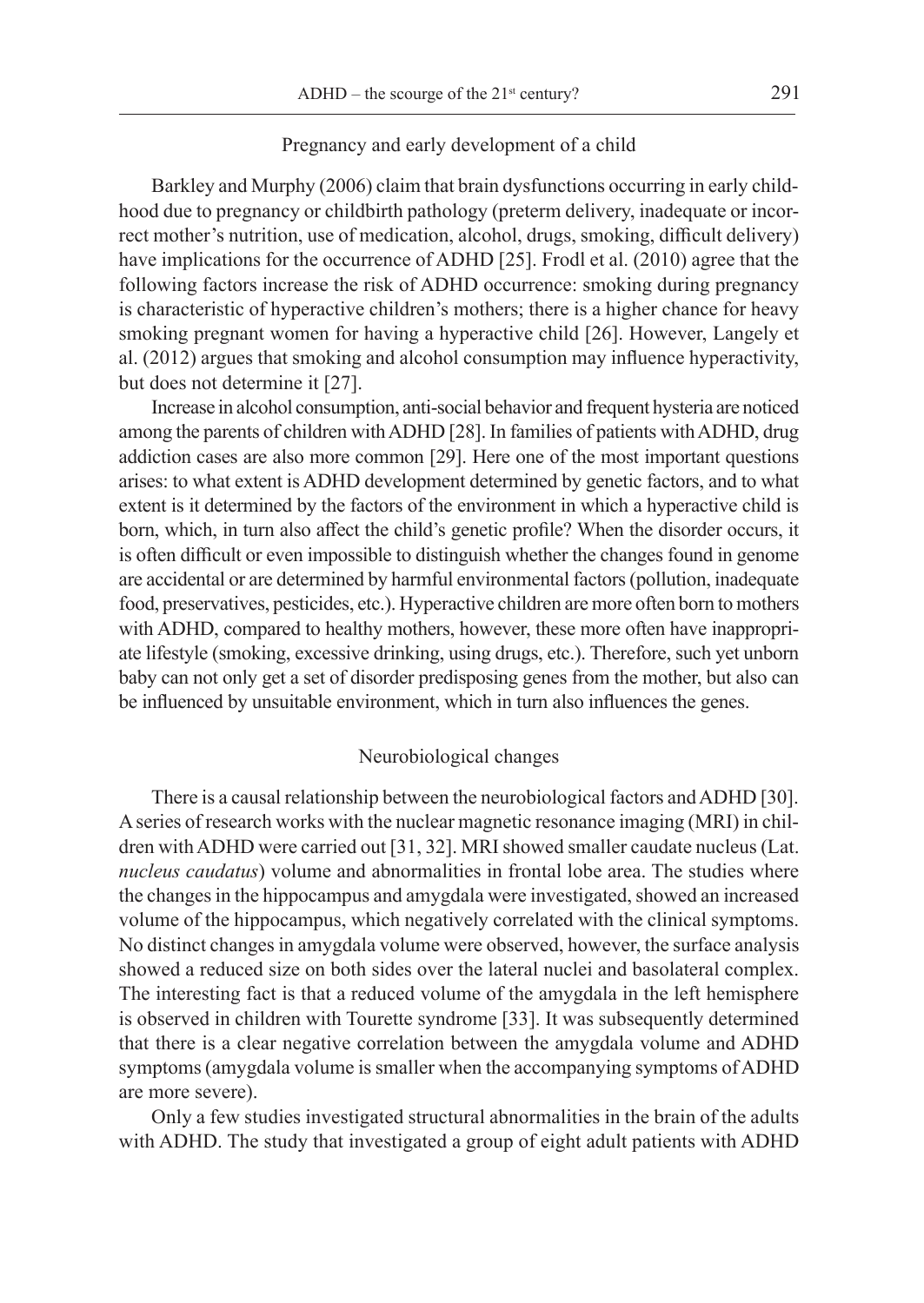### Pregnancy and early development of a child

Barkley and Murphy (2006) claim that brain dysfunctions occurring in early childhood due to pregnancy or childbirth pathology (preterm delivery, inadequate or incorrect mother's nutrition, use of medication, alcohol, drugs, smoking, difficult delivery) have implications for the occurrence of ADHD [25]. Frodl et al. (2010) agree that the following factors increase the risk of ADHD occurrence: smoking during pregnancy is characteristic of hyperactive children's mothers; there is a higher chance for heavy smoking pregnant women for having a hyperactive child [26]. However, Langely et al. (2012) argues that smoking and alcohol consumption may influence hyperactivity, but does not determine it [27].

Increase in alcohol consumption, anti-social behavior and frequent hysteria are noticed among the parents of children with ADHD [28]. In families of patients with ADHD, drug addiction cases are also more common [29]. Here one of the most important questions arises: to what extent is ADHD development determined by genetic factors, and to what extent is it determined by the factors of the environment in which a hyperactive child is born, which, in turn also affect the child's genetic profile? When the disorder occurs, it is often difficult or even impossible to distinguish whether the changes found in genome are accidental or are determined by harmful environmental factors (pollution, inadequate food, preservatives, pesticides, etc.). Hyperactive children are more often born to mothers with ADHD, compared to healthy mothers, however, these more often have inappropriate lifestyle (smoking, excessive drinking, using drugs, etc.). Therefore, such yet unborn baby can not only get a set of disorder predisposing genes from the mother, but also can be influenced by unsuitable environment, which in turn also influences the genes.

### Neurobiological changes

There is a causal relationship between the neurobiological factors and ADHD [30]. A series of research works with the nuclear magnetic resonance imaging (MRI) in children with ADHD were carried out [31, 32]. MRI showed smaller caudate nucleus (Lat. *nucleus caudatus*) volume and abnormalities in frontal lobe area. The studies where the changes in the hippocampus and amygdala were investigated, showed an increased volume of the hippocampus, which negatively correlated with the clinical symptoms. No distinct changes in amygdala volume were observed, however, the surface analysis showed a reduced size on both sides over the lateral nuclei and basolateral complex. The interesting fact is that a reduced volume of the amygdala in the left hemisphere is observed in children with Tourette syndrome [33]. It was subsequently determined that there is a clear negative correlation between the amygdala volume and ADHD symptoms (amygdala volume is smaller when the accompanying symptoms of ADHD are more severe).

Only a few studies investigated structural abnormalities in the brain of the adults with ADHD. The study that investigated a group of eight adult patients with ADHD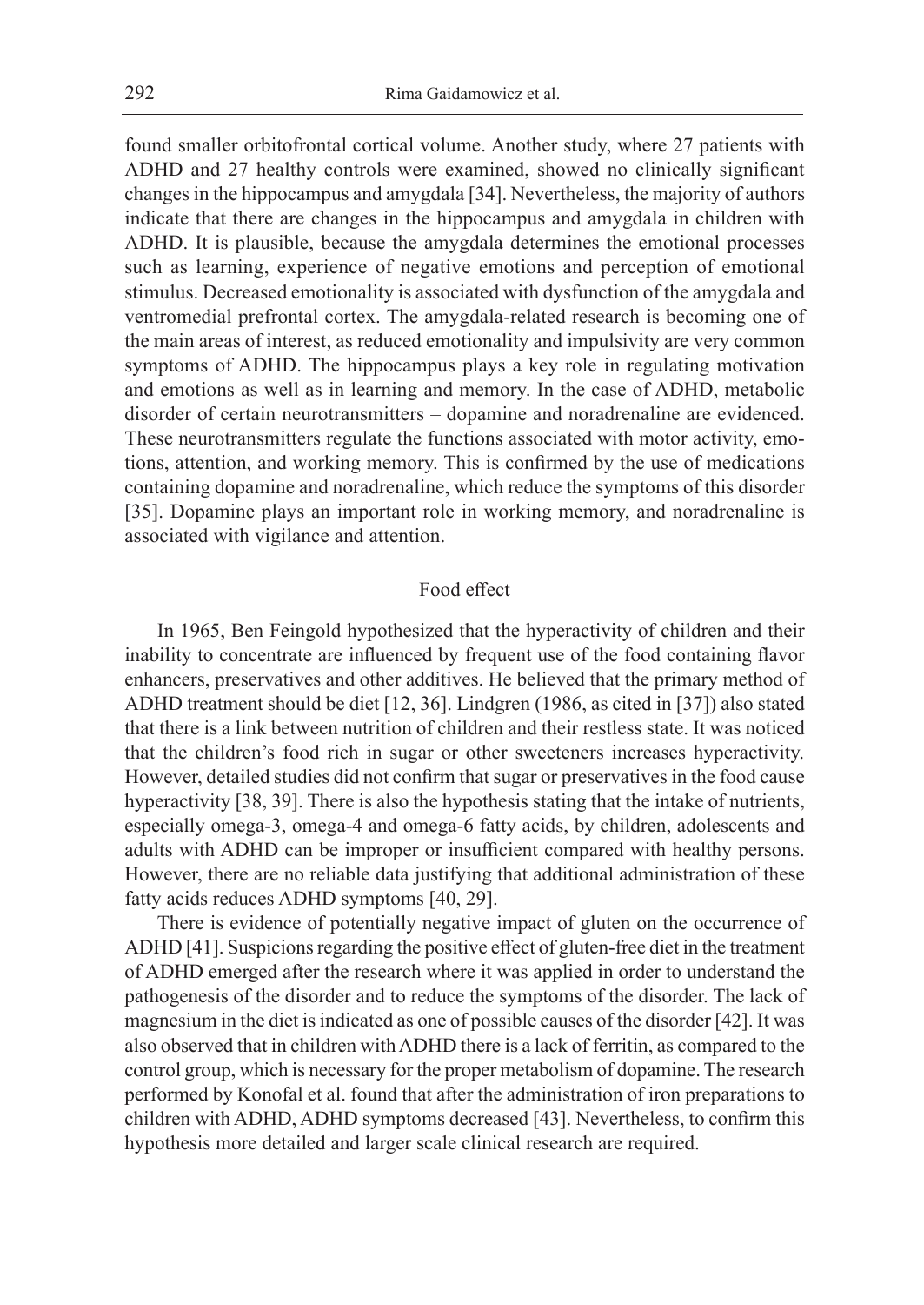found smaller orbitofrontal cortical volume. Another study, where 27 patients with ADHD and 27 healthy controls were examined, showed no clinically significant changes in the hippocampus and amygdala [34]. Nevertheless, the majority of authors indicate that there are changes in the hippocampus and amygdala in children with ADHD. It is plausible, because the amygdala determines the emotional processes such as learning, experience of negative emotions and perception of emotional stimulus. Decreased emotionality is associated with dysfunction of the amygdala and ventromedial prefrontal cortex. The amygdala-related research is becoming one of the main areas of interest, as reduced emotionality and impulsivity are very common symptoms of ADHD. The hippocampus plays a key role in regulating motivation and emotions as well as in learning and memory. In the case of ADHD, metabolic disorder of certain neurotransmitters – dopamine and noradrenaline are evidenced. These neurotransmitters regulate the functions associated with motor activity, emotions, attention, and working memory. This is confirmed by the use of medications containing dopamine and noradrenaline, which reduce the symptoms of this disorder [35]. Dopamine plays an important role in working memory, and noradrenaline is associated with vigilance and attention.

## Food effect

In 1965, Ben Feingold hypothesized that the hyperactivity of children and their inability to concentrate are influenced by frequent use of the food containing flavor enhancers, preservatives and other additives. He believed that the primary method of ADHD treatment should be diet [12, 36]. Lindgren (1986, as cited in [37]) also stated that there is a link between nutrition of children and their restless state. It was noticed that the children's food rich in sugar or other sweeteners increases hyperactivity. However, detailed studies did not confirm that sugar or preservatives in the food cause hyperactivity [38, 39]. There is also the hypothesis stating that the intake of nutrients, especially omega-3, omega-4 and omega-6 fatty acids, by children, adolescents and adults with ADHD can be improper or insufficient compared with healthy persons. However, there are no reliable data justifying that additional administration of these fatty acids reduces ADHD symptoms [40, 29].

There is evidence of potentially negative impact of gluten on the occurrence of ADHD [41]. Suspicions regarding the positive effect of gluten-free diet in the treatment of ADHD emerged after the research where it was applied in order to understand the pathogenesis of the disorder and to reduce the symptoms of the disorder. The lack of magnesium in the diet is indicated as one of possible causes of the disorder [42]. It was also observed that in children with ADHD there is a lack of ferritin, as compared to the control group, which is necessary for the proper metabolism of dopamine. The research performed by Konofal et al. found that after the administration of iron preparations to children with ADHD, ADHD symptoms decreased [43]. Nevertheless, to confirm this hypothesis more detailed and larger scale clinical research are required.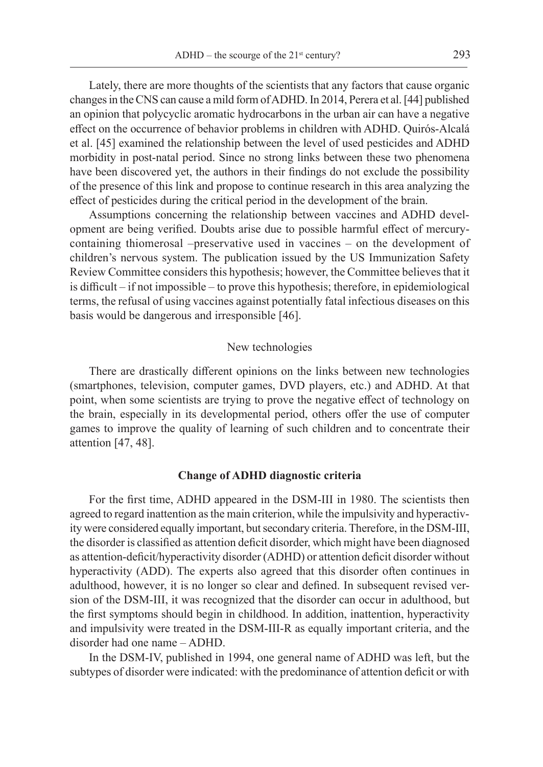Lately, there are more thoughts of the scientists that any factors that cause organic changes in the CNS can cause a mild form of ADHD. In 2014, Perera et al. [44] published an opinion that polycyclic aromatic hydrocarbons in the urban air can have a negative effect on the occurrence of behavior problems in children with ADHD. Quirós-Alcalá et al. [45] examined the relationship between the level of used pesticides and ADHD morbidity in post-natal period. Since no strong links between these two phenomena have been discovered yet, the authors in their findings do not exclude the possibility of the presence of this link and propose to continue research in this area analyzing the effect of pesticides during the critical period in the development of the brain.

Assumptions concerning the relationship between vaccines and ADHD development are being verified. Doubts arise due to possible harmful effect of mercury-containing thiomerosal –preservative used in vaccines – on the development of children's nervous system. The publication issued by the US Immunization Safety Review Committee considers this hypothesis; however, the Committee believes that it is difficult – if not impossible – to prove this hypothesis; therefore, in epidemiological terms, the refusal of using vaccines against potentially fatal infectious diseases on this basis would be dangerous and irresponsible [46].

### New technologies

There are drastically different opinions on the links between new technologies (smartphones, television, computer games, DVD players, etc.) and ADHD. At that point, when some scientists are trying to prove the negative effect of technology on the brain, especially in its developmental period, others offer the use of computer games to improve the quality of learning of such children and to concentrate their attention [47, 48].

## Change of ADHD diagnostic criteria

For the first time, ADHD appeared in the DSM-III in 1980. The scientists then agreed to regard inattention as the main criterion, while the impulsivity and hyperactivity were considered equally important, but secondary criteria. Therefore, in the DSM-III, the disorder is classified as attention deficit disorder, which might have been diagnosed as attention-deficit/hyperactivity disorder (ADHD) or attention deficit disorder without hyperactivity (ADD). The experts also agreed that this disorder often continues in adulthood, however, it is no longer so clear and defined. In subsequent revised version of the DSM-III, it was recognized that the disorder can occur in adulthood, but the first symptoms should begin in childhood. In addition, inattention, hyperactivity and impulsivity were treated in the DSM-III-R as equally important criteria, and the disorder had one name – ADHD.

In the DSM-IV, published in 1994, one general name of ADHD was left, but the subtypes of disorder were indicated: with the predominance of attention deficit or with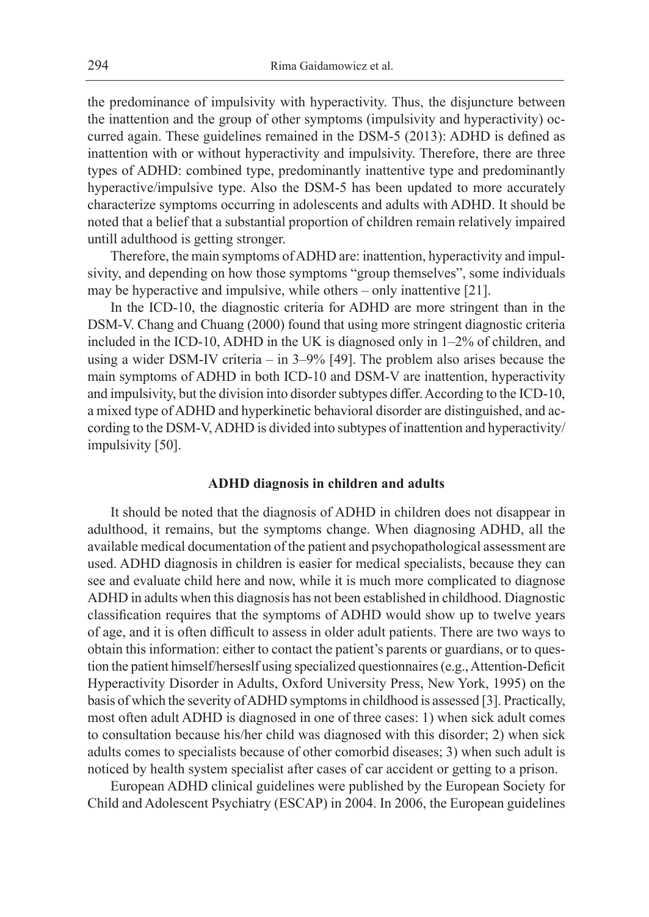the predominance of impulsivity with hyperactivity. Thus, the disjuncture between the inattention and the group of other symptoms (impulsivity and hyperactivity) occurred again. These guidelines remained in the DSM-5 (2013): ADHD is defined as inattention with or without hyperactivity and impulsivity. Therefore, there are three types of ADHD: combined type, predominantly inattentive type and predominantly hyperactive/impulsive type. Also the DSM-5 has been updated to more accurately characterize symptoms occurring in adolescents and adults with ADHD. It should be noted that a belief that a substantial proportion of children remain relatively impaired untill adulthood is getting stronger.

Therefore, the main symptoms of ADHD are: inattention, hyperactivity and impulsivity, and depending on how those symptoms "group themselves", some individuals may be hyperactive and impulsive, while others – only inattentive [21].

In the ICD-10, the diagnostic criteria for ADHD are more stringent than in the DSM-V. Chang and Chuang (2000) found that using more stringent diagnostic criteria included in the ICD-10, ADHD in the UK is diagnosed only in 1–2% of children, and using a wider DSM-IV criteria – in 3–9% [49]. The problem also arises because the main symptoms of ADHD in both ICD-10 and DSM-V are inattention, hyperactivity and impulsivity, but the division into disorder subtypes differ. According to the ICD-10, a mixed type of ADHD and hyperkinetic behavioral disorder are distinguished, and according to the DSM-V, ADHD is divided into subtypes of inattention and hyperactivity/impulsivity [50].

## ADHD diagnosis in children and adults

It should be noted that the diagnosis of ADHD in children does not disappear in adulthood, it remains, but the symptoms change. When diagnosing ADHD, all the available medical documentation of the patient and psychopathological assessment are used. ADHD diagnosis in children is easier for medical specialists, because they can see and evaluate child here and now, while it is much more complicated to diagnose ADHD in adults when this diagnosis has not been established in childhood. Diagnostic classification requires that the symptoms of ADHD would show up to twelve years of age, and it is often difficult to assess in older adult patients. There are two ways to obtain this information: either to contact the patient's parents or guardians, or to question the patient himself/herseslf using specialized questionnaires (e.g., Attention-Deficit Hyperactivity Disorder in Adults, Oxford University Press, New York, 1995) on the basis of which the severity of ADHD symptoms in childhood is assessed [3]. Practically, most often adult ADHD is diagnosed in one of three cases: 1) when sick adult comes to consultation because his/her child was diagnosed with this disorder; 2) when sick adults comes to specialists because of other comorbid diseases; 3) when such adult is noticed by health system specialist after cases of car accident or getting to a prison.

European ADHD clinical guidelines were published by the European Society for Child and Adolescent Psychiatry (ESCAP) in 2004. In 2006, the European guidelines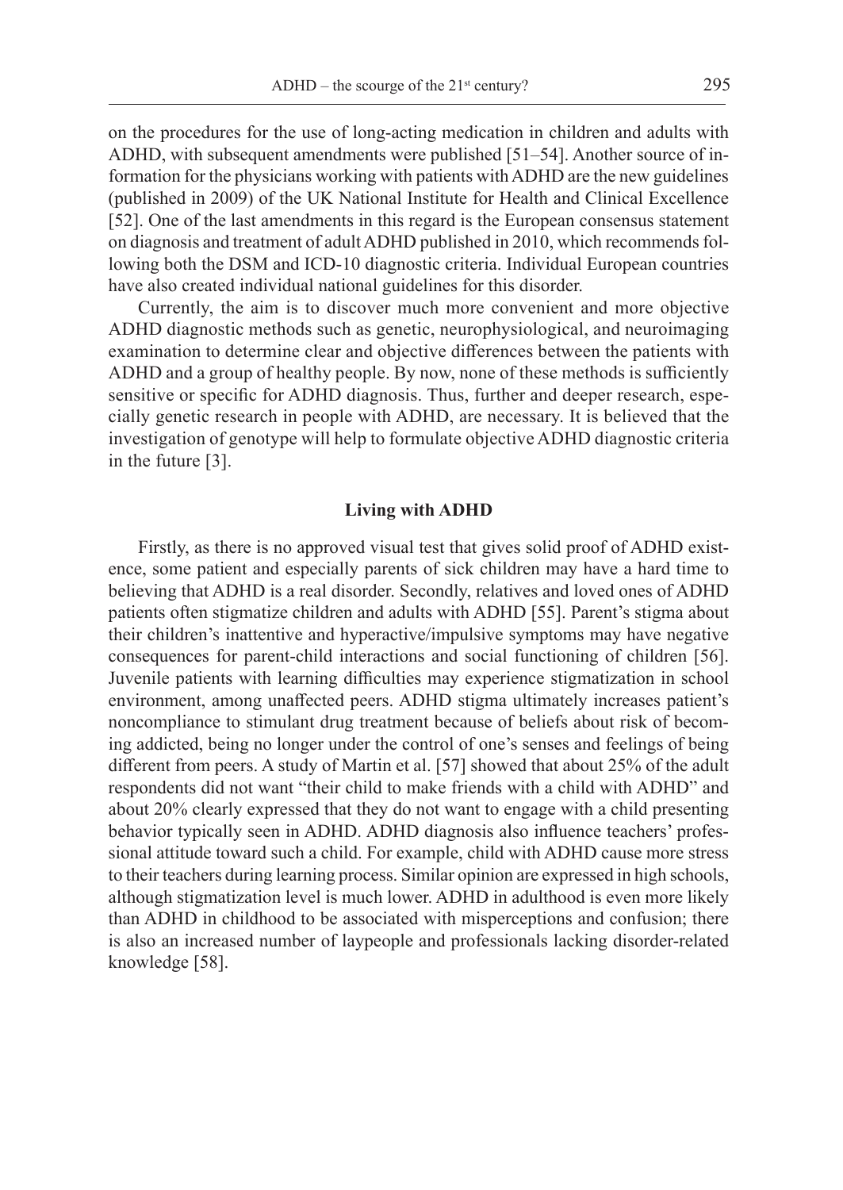on the procedures for the use of long-acting medication in children and adults with ADHD, with subsequent amendments were published [51–54]. Another source of information for the physicians working with patients with ADHD are the new guidelines (published in 2009) of the UK National Institute for Health and Clinical Excellence [52]. One of the last amendments in this regard is the European consensus statement on diagnosis and treatment of adult ADHD published in 2010, which recommends following both the DSM and ICD-10 diagnostic criteria. Individual European countries have also created individual national guidelines for this disorder.

Currently, the aim is to discover much more convenient and more objective ADHD diagnostic methods such as genetic, neurophysiological, and neuroimaging examination to determine clear and objective differences between the patients with ADHD and a group of healthy people. By now, none of these methods is sufficiently sensitive or specific for ADHD diagnosis. Thus, further and deeper research, especially genetic research in people with ADHD, are necessary. It is believed that the investigation of genotype will help to formulate objective ADHD diagnostic criteria in the future [3].

## Living with ADHD

Firstly, as there is no approved visual test that gives solid proof of ADHD existence, some patient and especially parents of sick children may have a hard time to believing that ADHD is a real disorder. Secondly, relatives and loved ones of ADHD patients often stigmatize children and adults with ADHD [55]. Parent's stigma about their children's inattentive and hyperactive/impulsive symptoms may have negative consequences for parent-child interactions and social functioning of children [56]. Juvenile patients with learning difficulties may experience stigmatization in school environment, among unaffected peers. ADHD stigma ultimately increases patient's noncompliance to stimulant drug treatment because of beliefs about risk of becoming addicted, being no longer under the control of one's senses and feelings of being different from peers. A study of Martin et al. [57] showed that about 25% of the adult respondents did not want "their child to make friends with a child with ADHD" and about 20% clearly expressed that they do not want to engage with a child presenting behavior typically seen in ADHD. ADHD diagnosis also influence teachers' professional attitude toward such a child. For example, child with ADHD cause more stress to their teachers during learning process. Similar opinion are expressed in high schools, although stigmatization level is much lower. ADHD in adulthood is even more likely than ADHD in childhood to be associated with misperceptions and confusion; there is also an increased number of laypeople and professionals lacking disorder-related knowledge [58].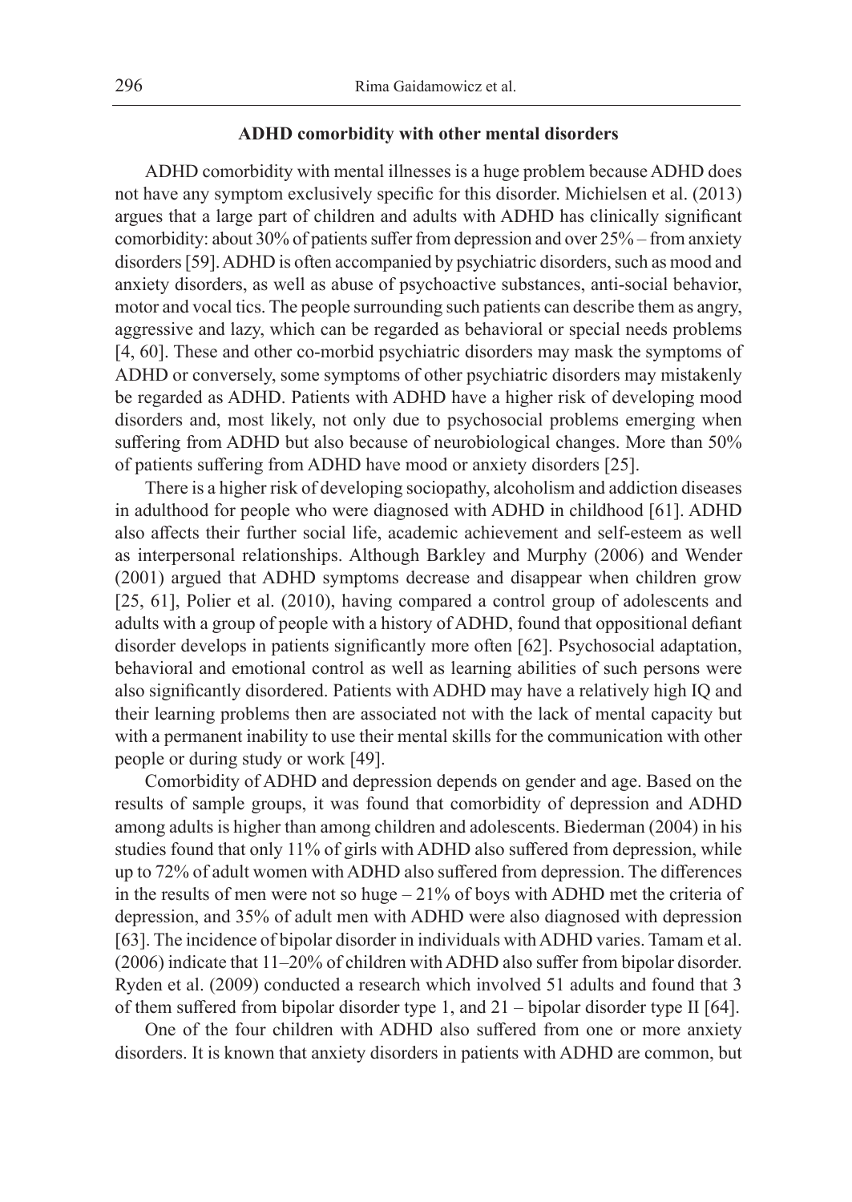**ADHD comorbidity with other mental disorders**

ADHD comorbidity with mental illnesses is a huge problem because ADHD does not have any symptom exclusively specific for this disorder. Michielsen et al. (2013) argues that a large part of children and adults with ADHD has clinically significant comorbidity: about 30% of patients suffer from depression and over 25% – from anxiety disorders [59]. ADHD is often accompanied by psychiatric disorders, such as mood and anxiety disorders, as well as abuse of psychoactive substances, anti-social behavior, motor and vocal tics. The people surrounding such patients can describe them as angry, aggressive and lazy, which can be regarded as behavioral or special needs problems [4, 60]. These and other co-morbid psychiatric disorders may mask the symptoms of ADHD or conversely, some symptoms of other psychiatric disorders may mistakenly be regarded as ADHD. Patients with ADHD have a higher risk of developing mood disorders and, most likely, not only due to psychosocial problems emerging when suffering from ADHD but also because of neurobiological changes. More than 50% of patients suffering from ADHD have mood or anxiety disorders [25].

There is a higher risk of developing sociopathy, alcoholism and addiction diseases in adulthood for people who were diagnosed with ADHD in childhood [61]. ADHD also affects their further social life, academic achievement and self-esteem as well as interpersonal relationships. Although Barkley and Murphy (2006) and Wender (2001) argued that ADHD symptoms decrease and disappear when children grow [25, 61], Polier et al. (2010), having compared a control group of adolescents and adults with a group of people with a history of ADHD, found that oppositional defiant disorder develops in patients significantly more often [62]. Psychosocial adaptation, behavioral and emotional control as well as learning abilities of such persons were also significantly disordered. Patients with ADHD may have a relatively high IQ and their learning problems then are associated not with the lack of mental capacity but with a permanent inability to use their mental skills for the communication with other people or during study or work [49].

Comorbidity of ADHD and depression depends on gender and age. Based on the results of sample groups, it was found that comorbidity of depression and ADHD among adults is higher than among children and adolescents. Biederman (2004) in his studies found that only 11% of girls with ADHD also suffered from depression, while up to 72% of adult women with ADHD also suffered from depression. The differences in the results of men were not so huge – 21% of boys with ADHD met the criteria of depression, and 35% of adult men with ADHD were also diagnosed with depression [63]. The incidence of bipolar disorder in individuals with ADHD varies. Tamam et al. (2006) indicate that 11–20% of children with ADHD also suffer from bipolar disorder. Ryden et al. (2009) conducted a research which involved 51 adults and found that 3 of them suffered from bipolar disorder type 1, and 21 – bipolar disorder type II [64].

One of the four children with ADHD also suffered from one or more anxiety disorders. It is known that anxiety disorders in patients with ADHD are common, but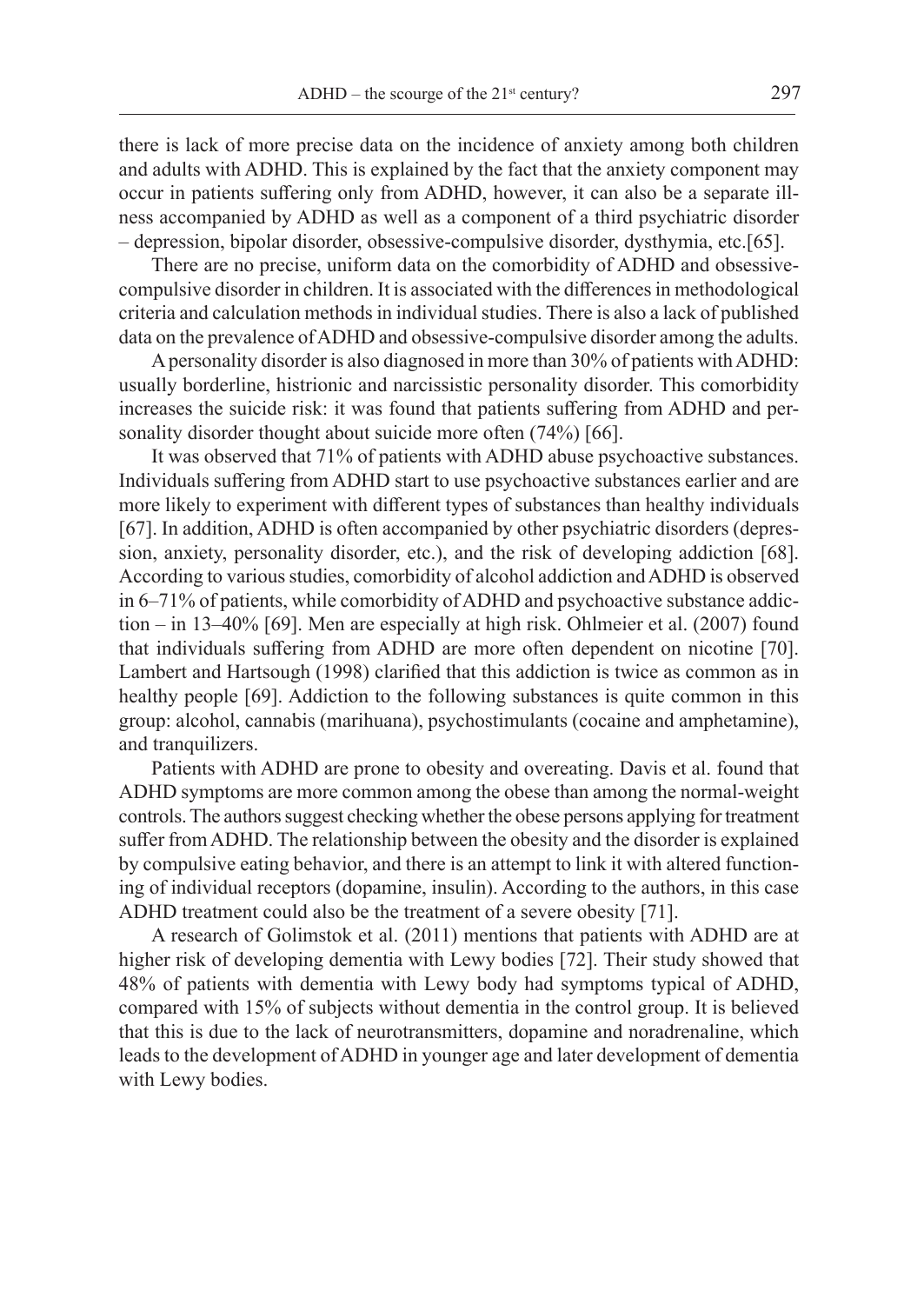there is lack of more precise data on the incidence of anxiety among both children and adults with ADHD. This is explained by the fact that the anxiety component may occur in patients suffering only from ADHD, however, it can also be a separate illness accompanied by ADHD as well as a component of a third psychiatric disorder – depression, bipolar disorder, obsessive-compulsive disorder, dysthymia, etc.[65].

There are no precise, uniform data on the comorbidity of ADHD and obsessive-compulsive disorder in children. It is associated with the differences in methodological criteria and calculation methods in individual studies. There is also a lack of published data on the prevalence of ADHD and obsessive-compulsive disorder among the adults.

A personality disorder is also diagnosed in more than 30% of patients with ADHD: usually borderline, histrionic and narcissistic personality disorder. This comorbidity increases the suicide risk: it was found that patients suffering from ADHD and personality disorder thought about suicide more often (74%) [66].

It was observed that 71% of patients with ADHD abuse psychoactive substances. Individuals suffering from ADHD start to use psychoactive substances earlier and are more likely to experiment with different types of substances than healthy individuals [67]. In addition, ADHD is often accompanied by other psychiatric disorders (depression, anxiety, personality disorder, etc.), and the risk of developing addiction [68]. According to various studies, comorbidity of alcohol addiction and ADHD is observed in 6–71% of patients, while comorbidity of ADHD and psychoactive substance addiction – in 13–40% [69]. Men are especially at high risk. Ohlmeier et al. (2007) found that individuals suffering from ADHD are more often dependent on nicotine [70]. Lambert and Hartsough (1998) clarified that this addiction is twice as common as in healthy people [69]. Addiction to the following substances is quite common in this group: alcohol, cannabis (marihuana), psychostimulants (cocaine and amphetamine), and tranquilizers.

Patients with ADHD are prone to obesity and overeating. Davis et al. found that ADHD symptoms are more common among the obese than among the normal-weight controls. The authors suggest checking whether the obese persons applying for treatment suffer from ADHD. The relationship between the obesity and the disorder is explained by compulsive eating behavior, and there is an attempt to link it with altered functioning of individual receptors (dopamine, insulin). According to the authors, in this case ADHD treatment could also be the treatment of a severe obesity [71].

A research of Golimstok et al. (2011) mentions that patients with ADHD are at higher risk of developing dementia with Lewy bodies [72]. Their study showed that 48% of patients with dementia with Lewy body had symptoms typical of ADHD, compared with 15% of subjects without dementia in the control group. It is believed that this is due to the lack of neurotransmitters, dopamine and noradrenaline, which leads to the development of ADHD in younger age and later development of dementia with Lewy bodies.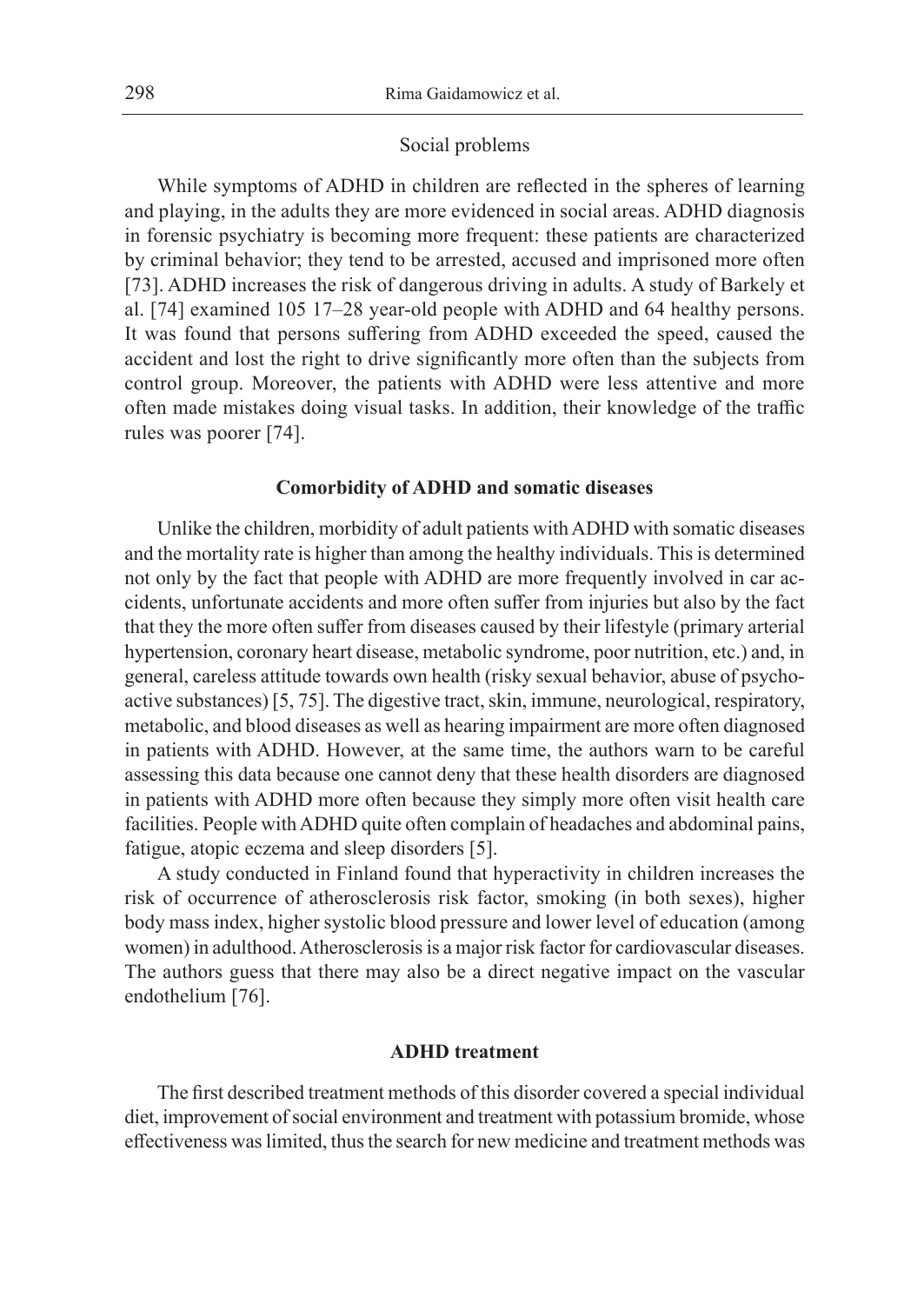### Social problems

While symptoms of ADHD in children are reflected in the spheres of learning and playing, in the adults they are more evidenced in social areas. ADHD diagnosis in forensic psychiatry is becoming more frequent: these patients are characterized by criminal behavior; they tend to be arrested, accused and imprisoned more often [73]. ADHD increases the risk of dangerous driving in adults. A study of Barkely et al. [74] examined 105 17–28 year-old people with ADHD and 64 healthy persons. It was found that persons suffering from ADHD exceeded the speed, caused the accident and lost the right to drive significantly more often than the subjects from control group. Moreover, the patients with ADHD were less attentive and more often made mistakes doing visual tasks. In addition, their knowledge of the traffic rules was poorer [74].

## Comorbidity of ADHD and somatic diseases

Unlike the children, morbidity of adult patients with ADHD with somatic diseases and the mortality rate is higher than among the healthy individuals. This is determined not only by the fact that people with ADHD are more frequently involved in car accidents, unfortunate accidents and more often suffer from injuries but also by the fact that they the more often suffer from diseases caused by their lifestyle (primary arterial hypertension, coronary heart disease, metabolic syndrome, poor nutrition, etc.) and, in general, careless attitude towards own health (risky sexual behavior, abuse of psychoactive substances) [5, 75]. The digestive tract, skin, immune, neurological, respiratory, metabolic, and blood diseases as well as hearing impairment are more often diagnosed in patients with ADHD. However, at the same time, the authors warn to be careful assessing this data because one cannot deny that these health disorders are diagnosed in patients with ADHD more often because they simply more often visit health care facilities. People with ADHD quite often complain of headaches and abdominal pains, fatigue, atopic eczema and sleep disorders [5].

A study conducted in Finland found that hyperactivity in children increases the risk of occurrence of atherosclerosis risk factor, smoking (in both sexes), higher body mass index, higher systolic blood pressure and lower level of education (among women) in adulthood. Atherosclerosis is a major risk factor for cardiovascular diseases. The authors guess that there may also be a direct negative impact on the vascular endothelium [76].

## ADHD treatment

The first described treatment methods of this disorder covered a special individual diet, improvement of social environment and treatment with potassium bromide, whose effectiveness was limited, thus the search for new medicine and treatment methods was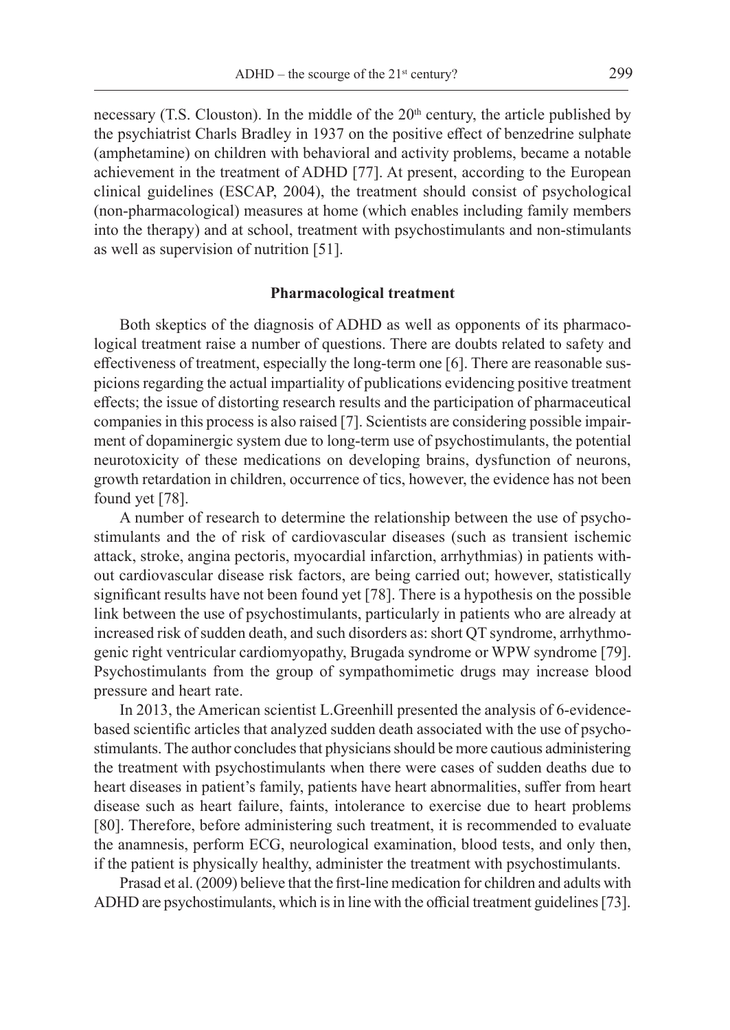necessary (T.S. Clouston). In the middle of the 20th century, the article published by the psychiatrist Charls Bradley in 1937 on the positive effect of benzedrine sulphate (amphetamine) on children with behavioral and activity problems, became a notable achievement in the treatment of ADHD [77]. At present, according to the European clinical guidelines (ESCAP, 2004), the treatment should consist of psychological (non-pharmacological) measures at home (which enables including family members into the therapy) and at school, treatment with psychostimulants and non-stimulants as well as supervision of nutrition [51].

## Pharmacological treatment

Both skeptics of the diagnosis of ADHD as well as opponents of its pharmacological treatment raise a number of questions. There are doubts related to safety and effectiveness of treatment, especially the long-term one [6]. There are reasonable suspicions regarding the actual impartiality of publications evidencing positive treatment effects; the issue of distorting research results and the participation of pharmaceutical companies in this process is also raised [7]. Scientists are considering possible impairment of dopaminergic system due to long-term use of psychostimulants, the potential neurotoxicity of these medications on developing brains, dysfunction of neurons, growth retardation in children, occurrence of tics, however, the evidence has not been found yet [78].

A number of research to determine the relationship between the use of psychostimulants and the of risk of cardiovascular diseases (such as transient ischemic attack, stroke, angina pectoris, myocardial infarction, arrhythmias) in patients without cardiovascular disease risk factors, are being carried out; however, statistically significant results have not been found yet [78]. There is a hypothesis on the possible link between the use of psychostimulants, particularly in patients who are already at increased risk of sudden death, and such disorders as: short QT syndrome, arrhythmogenic right ventricular cardiomyopathy, Brugada syndrome or WPW syndrome [79]. Psychostimulants from the group of sympathomimetic drugs may increase blood pressure and heart rate.

In 2013, the American scientist L.Greenhill presented the analysis of 6-evidence-based scientific articles that analyzed sudden death associated with the use of psychostimulants. The author concludes that physicians should be more cautious administering the treatment with psychostimulants when there were cases of sudden deaths due to heart diseases in patient's family, patients have heart abnormalities, suffer from heart disease such as heart failure, faints, intolerance to exercise due to heart problems [80]. Therefore, before administering such treatment, it is recommended to evaluate the anamnesis, perform ECG, neurological examination, blood tests, and only then, if the patient is physically healthy, administer the treatment with psychostimulants.

Prasad et al. (2009) believe that the first-line medication for children and adults with ADHD are psychostimulants, which is in line with the official treatment guidelines [73].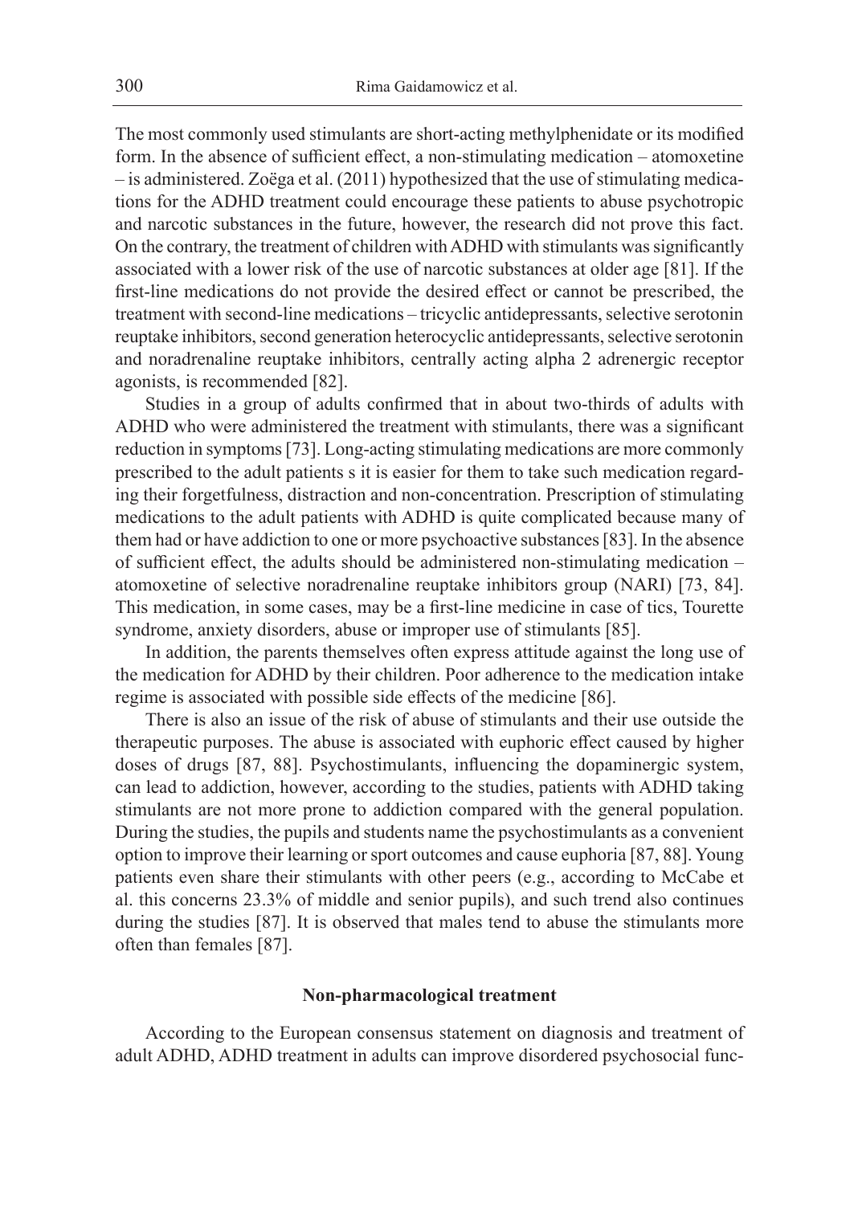The most commonly used stimulants are short-acting methylphenidate or its modified form. In the absence of sufficient effect, a non-stimulating medication – atomoxetine – is administered. Zoëga et al. (2011) hypothesized that the use of stimulating medications for the ADHD treatment could encourage these patients to abuse psychotropic and narcotic substances in the future, however, the research did not prove this fact. On the contrary, the treatment of children with ADHD with stimulants was significantly associated with a lower risk of the use of narcotic substances at older age [81]. If the first-line medications do not provide the desired effect or cannot be prescribed, the treatment with second-line medications – tricyclic antidepressants, selective serotonin reuptake inhibitors, second generation heterocyclic antidepressants, selective serotonin and noradrenaline reuptake inhibitors, centrally acting alpha 2 adrenergic receptor agonists, is recommended [82].

Studies in a group of adults confirmed that in about two-thirds of adults with ADHD who were administered the treatment with stimulants, there was a significant reduction in symptoms [73]. Long-acting stimulating medications are more commonly prescribed to the adult patients s it is easier for them to take such medication regarding their forgetfulness, distraction and non-concentration. Prescription of stimulating medications to the adult patients with ADHD is quite complicated because many of them had or have addiction to one or more psychoactive substances [83]. In the absence of sufficient effect, the adults should be administered non-stimulating medication – atomoxetine of selective noradrenaline reuptake inhibitors group (NARI) [73, 84]. This medication, in some cases, may be a first-line medicine in case of tics, Tourette syndrome, anxiety disorders, abuse or improper use of stimulants [85].

In addition, the parents themselves often express attitude against the long use of the medication for ADHD by their children. Poor adherence to the medication intake regime is associated with possible side effects of the medicine [86].

There is also an issue of the risk of abuse of stimulants and their use outside the therapeutic purposes. The abuse is associated with euphoric effect caused by higher doses of drugs [87, 88]. Psychostimulants, influencing the dopaminergic system, can lead to addiction, however, according to the studies, patients with ADHD taking stimulants are not more prone to addiction compared with the general population. During the studies, the pupils and students name the psychostimulants as a convenient option to improve their learning or sport outcomes and cause euphoria [87, 88]. Young patients even share their stimulants with other peers (e.g., according to McCabe et al. this concerns 23.3% of middle and senior pupils), and such trend also continues during the studies [87]. It is observed that males tend to abuse the stimulants more often than females [87].

### Non-pharmacological treatment

According to the European consensus statement on diagnosis and treatment of adult ADHD, ADHD treatment in adults can improve disordered psychosocial func-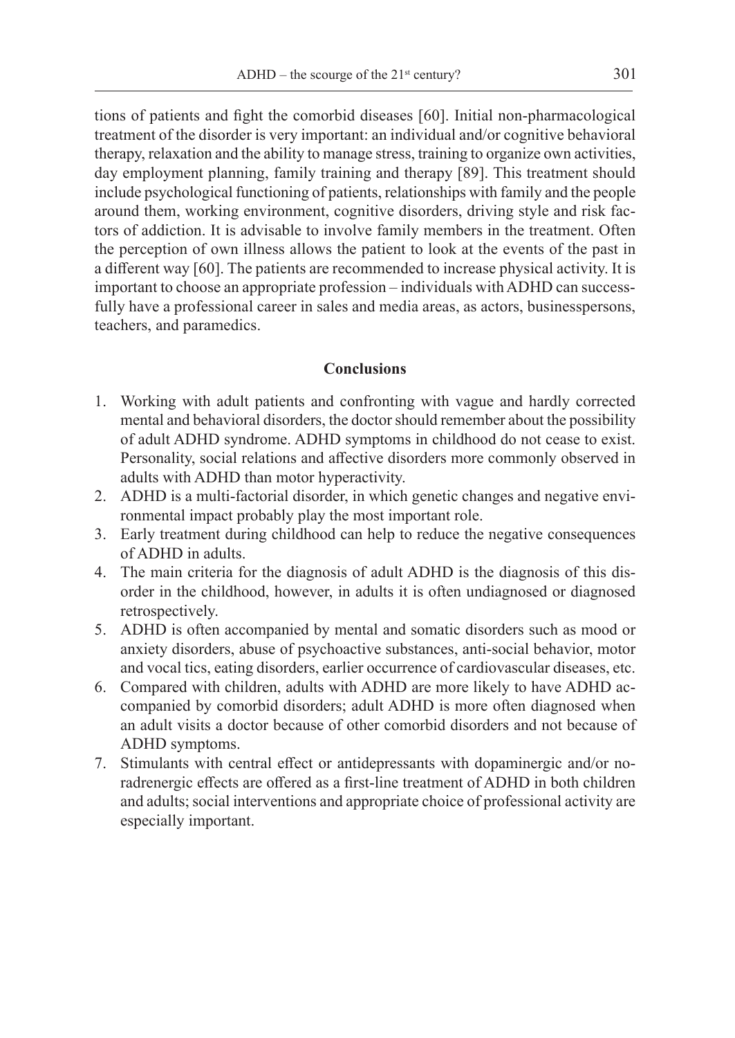tions of patients and fight the comorbid diseases [60]. Initial non-pharmacological treatment of the disorder is very important: an individual and/or cognitive behavioral therapy, relaxation and the ability to manage stress, training to organize own activities, day employment planning, family training and therapy [89]. This treatment should include psychological functioning of patients, relationships with family and the people around them, working environment, cognitive disorders, driving style and risk factors of addiction. It is advisable to involve family members in the treatment. Often the perception of own illness allows the patient to look at the events of the past in a different way [60]. The patients are recommended to increase physical activity. It is important to choose an appropriate profession – individuals with ADHD can successfully have a professional career in sales and media areas, as actors, businesspersons, teachers, and paramedics.

## Conclusions

1. Working with adult patients and confronting with vague and hardly corrected mental and behavioral disorders, the doctor should remember about the possibility of adult ADHD syndrome. ADHD symptoms in childhood do not cease to exist. Personality, social relations and affective disorders more commonly observed in adults with ADHD than motor hyperactivity.
2. ADHD is a multi-factorial disorder, in which genetic changes and negative environmental impact probably play the most important role.
3. Early treatment during childhood can help to reduce the negative consequences of ADHD in adults.
4. The main criteria for the diagnosis of adult ADHD is the diagnosis of this disorder in the childhood, however, in adults it is often undiagnosed or diagnosed retrospectively.
5. ADHD is often accompanied by mental and somatic disorders such as mood or anxiety disorders, abuse of psychoactive substances, anti-social behavior, motor and vocal tics, eating disorders, earlier occurrence of cardiovascular diseases, etc.
6. Compared with children, adults with ADHD are more likely to have ADHD accompanied by comorbid disorders; adult ADHD is more often diagnosed when an adult visits a doctor because of other comorbid disorders and not because of ADHD symptoms.
7. Stimulants with central effect or antidepressants with dopaminergic and/or noradrenergic effects are offered as a first-line treatment of ADHD in both children and adults; social interventions and appropriate choice of professional activity are especially important.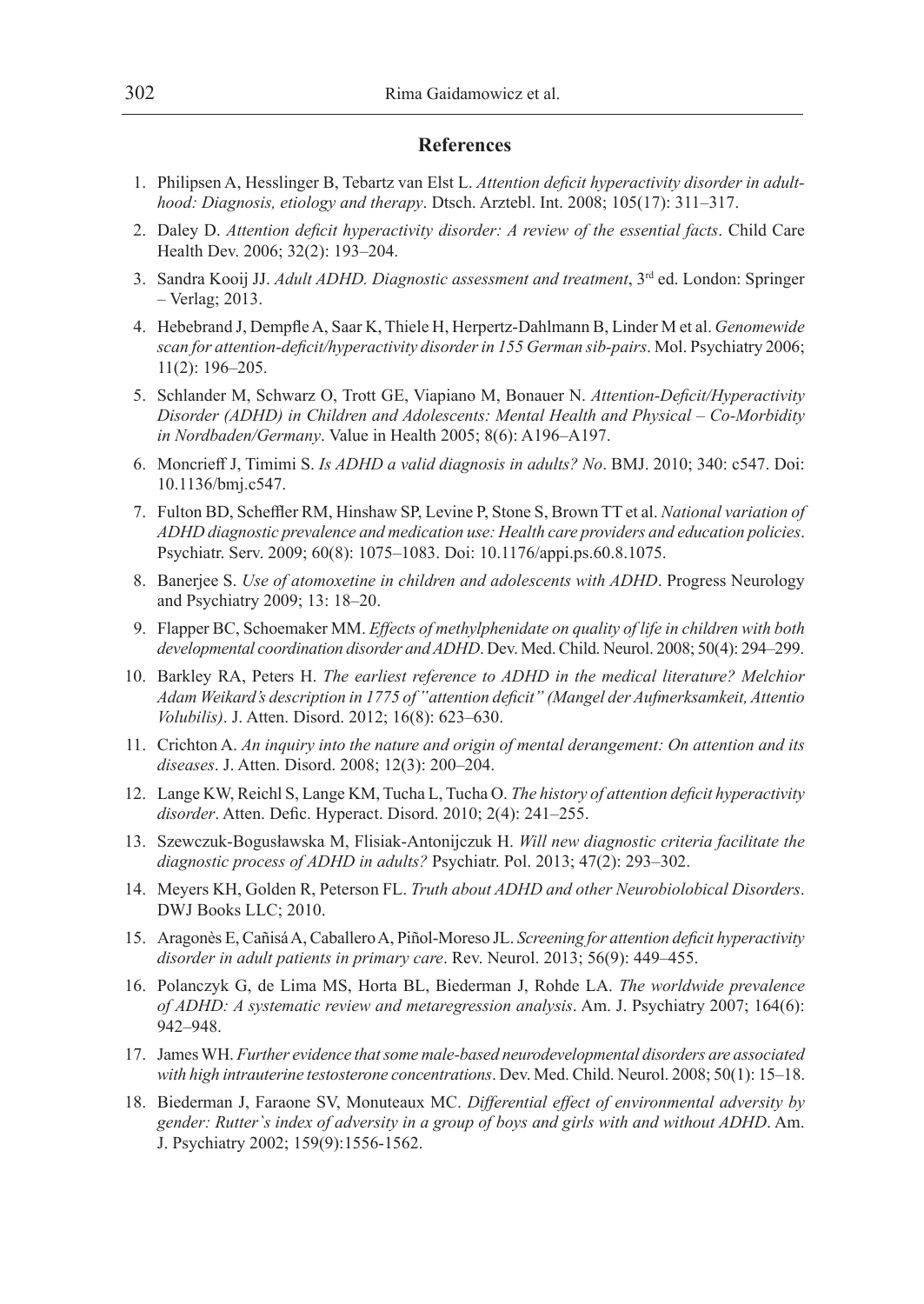## References

1. Philipsen A, Hesslinger B, Tebartz van Elst L. *Attention deficit hyperactivity disorder in adulthood: Diagnosis, etiology and therapy*. Dtsch. Arztebl. Int. 2008; 105(17): 311–317.
2. Daley D. *Attention deficit hyperactivity disorder: A review of the essential facts*. Child Care Health Dev. 2006; 32(2): 193–204.
3. Sandra Kooij JJ. *Adult ADHD. Diagnostic assessment and treatment*, 3rd ed. London: Springer – Verlag; 2013.
4. Hebebrand J, Dempfle A, Saar K, Thiele H, Herpertz-Dahlmann B, Linder M et al. *Genomewide scan for attention-deficit/hyperactivity disorder in 155 German sib-pairs*. Mol. Psychiatry 2006; 11(2): 196–205.
5. Schlander M, Schwarz O, Trott GE, Viapiano M, Bonauer N. *Attention-Deficit/Hyperactivity Disorder (ADHD) in Children and Adolescents: Mental Health and Physical – Co-Morbidity in Nordbaden/Germany*. Value in Health 2005; 8(6): A196–A197.
6. Moncrieff J, Timimi S. *Is ADHD a valid diagnosis in adults? No*. BMJ. 2010; 340: c547. Doi: 10.1136/bmj.c547.
7. Fulton BD, Scheffler RM, Hinshaw SP, Levine P, Stone S, Brown TT et al. *National variation of ADHD diagnostic prevalence and medication use: Health care providers and education policies*. Psychiatr. Serv. 2009; 60(8): 1075–1083. Doi: 10.1176/appi.ps.60.8.1075.
8. Banerjee S. *Use of atomoxetine in children and adolescents with ADHD*. Progress Neurology and Psychiatry 2009; 13: 18–20.
9. Flapper BC, Schoemaker MM. *Effects of methylphenidate on quality of life in children with both developmental coordination disorder and ADHD*. Dev. Med. Child. Neurol. 2008; 50(4): 294–299.
10. Barkley RA, Peters H. *The earliest reference to ADHD in the medical literature? Melchior Adam Weikard's description in 1775 of "attention deficit" (Mangel der Aufmerksamkeit, Attentio Volubilis)*. J. Atten. Disord. 2012; 16(8): 623–630.
11. Crichton A. *An inquiry into the nature and origin of mental derangement: On attention and its diseases*. J. Atten. Disord. 2008; 12(3): 200–204.
12. Lange KW, Reichl S, Lange KM, Tucha L, Tucha O. *The history of attention deficit hyperactivity disorder*. Atten. Defic. Hyperact. Disord. 2010; 2(4): 241–255.
13. Szewczuk-Bogusławska M, Flisiak-Antonijczuk H. *Will new diagnostic criteria facilitate the diagnostic process of ADHD in adults?* Psychiatr. Pol. 2013; 47(2): 293–302.
14. Meyers KH, Golden R, Peterson FL. *Truth about ADHD and other Neurobiolobical Disorders*. DWJ Books LLC; 2010.
15. Aragonès E, Cañisá A, Caballero A, Piñol-Moreso JL. *Screening for attention deficit hyperactivity disorder in adult patients in primary care*. Rev. Neurol. 2013; 56(9): 449–455.
16. Polanczyk G, de Lima MS, Horta BL, Biederman J, Rohde LA. *The worldwide prevalence of ADHD: A systematic review and metaregression analysis*. Am. J. Psychiatry 2007; 164(6): 942–948.
17. James WH. *Further evidence that some male-based neurodevelopmental disorders are associated with high intrauterine testosterone concentrations*. Dev. Med. Child. Neurol. 2008; 50(1): 15–18.
18. Biederman J, Faraone SV, Monuteaux MC. *Differential effect of environmental adversity by gender: Rutter`s index of adversity in a group of boys and girls with and without ADHD*. Am. J. Psychiatry 2002; 159(9):1556-1562.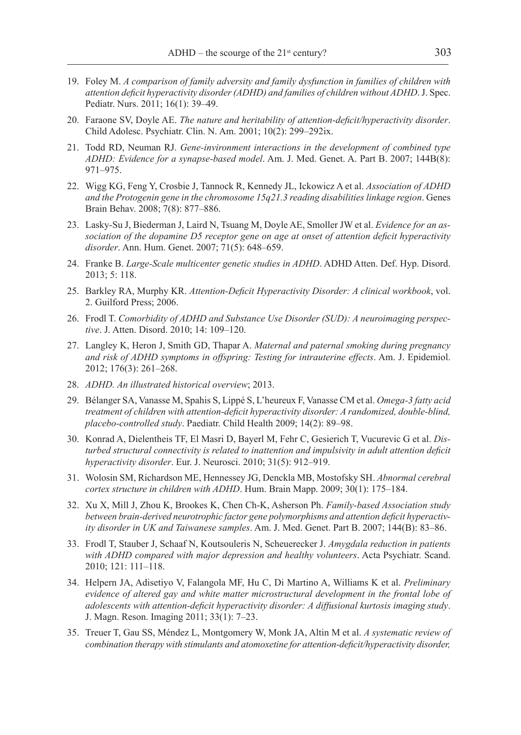19. Foley M. *A comparison of family adversity and family dysfunction in families of children with attention deficit hyperactivity disorder (ADHD) and families of children without ADHD*. J. Spec. Pediatr. Nurs. 2011; 16(1): 39–49.

20. Faraone SV, Doyle AE. *The nature and heritability of attention-deficit/hyperactivity disorder*. Child Adolesc. Psychiatr. Clin. N. Am. 2001; 10(2): 299–292ix.

21. Todd RD, Neuman RJ. *Gene-invironment interactions in the development of combined type ADHD: Evidence for a synapse-based model*. Am. J. Med. Genet. A. Part B. 2007; 144B(8): 971–975.

22. Wigg KG, Feng Y, Crosbie J, Tannock R, Kennedy JL, Ickowicz A et al. *Association of ADHD and the Protogenin gene in the chromosome 15q21.3 reading disabilities linkage region*. Genes Brain Behav. 2008; 7(8): 877–886.

23. Lasky-Su J, Biederman J, Laird N, Tsuang M, Doyle AE, Smoller JW et al. *Evidence for an association of the dopamine D5 receptor gene on age at onset of attention deficit hyperactivity disorder*. Ann. Hum. Genet. 2007; 71(5): 648–659.

24. Franke B. *Large-Scale multicenter genetic studies in ADHD*. ADHD Atten. Def. Hyp. Disord. 2013; 5: 118.

25. Barkley RA, Murphy KR. *Attention-Deficit Hyperactivity Disorder: A clinical workbook*, vol. 2. Guilford Press; 2006.

26. Frodl T. *Comorbidity of ADHD and Substance Use Disorder (SUD): A neuroimaging perspective*. J. Atten. Disord. 2010; 14: 109–120.

27. Langley K, Heron J, Smith GD, Thapar A. *Maternal and paternal smoking during pregnancy and risk of ADHD symptoms in offspring: Testing for intrauterine effects*. Am. J. Epidemiol. 2012; 176(3): 261–268.

28. *ADHD. An illustrated historical overview*; 2013.

29. Bélanger SA, Vanasse M, Spahis S, Lippé S, L'heureux F, Vanasse CM et al. *Omega-3 fatty acid treatment of children with attention-deficit hyperactivity disorder: A randomized, double-blind, placebo-controlled study*. Paediatr. Child Health 2009; 14(2): 89–98.

30. Konrad A, Dielentheis TF, El Masri D, Bayerl M, Fehr C, Gesierich T, Vucurevic G et al. *Disturbed structural connectivity is related to inattention and impulsivity in adult attention deficit hyperactivity disorder*. Eur. J. Neurosci. 2010; 31(5): 912–919.

31. Wolosin SM, Richardson ME, Hennessey JG, Denckla MB, Mostofsky SH. *Abnormal cerebral cortex structure in children with ADHD*. Hum. Brain Mapp. 2009; 30(1): 175–184.

32. Xu X, Mill J, Zhou K, Brookes K, Chen Ch-K, Asherson Ph. *Family-based Association study between brain-derived neurotrophic factor gene polymorphisms and attention deficit hyperactivity disorder in UK and Taiwanese samples*. Am. J. Med. Genet. Part B. 2007; 144(B): 83–86.

33. Frodl T, Stauber J, Schaaf N, Koutsouleris N, Scheuerecker J. *Amygdala reduction in patients with ADHD compared with major depression and healthy volunteers*. Acta Psychiatr. Scand. 2010; 121: 111–118.

34. Helpern JA, Adisetiyo V, Falangola MF, Hu C, Di Martino A, Williams K et al. *Preliminary evidence of altered gay and white matter microstructural development in the frontal lobe of adolescents with attention-deficit hyperactivity disorder: A diffusional kurtosis imaging study*. J. Magn. Reson. Imaging 2011; 33(1): 7–23.

35. Treuer T, Gau SS, Méndez L, Montgomery W, Monk JA, Altin M et al. *A systematic review of combination therapy with stimulants and atomoxetine for attention-deficit/hyperactivity disorder,*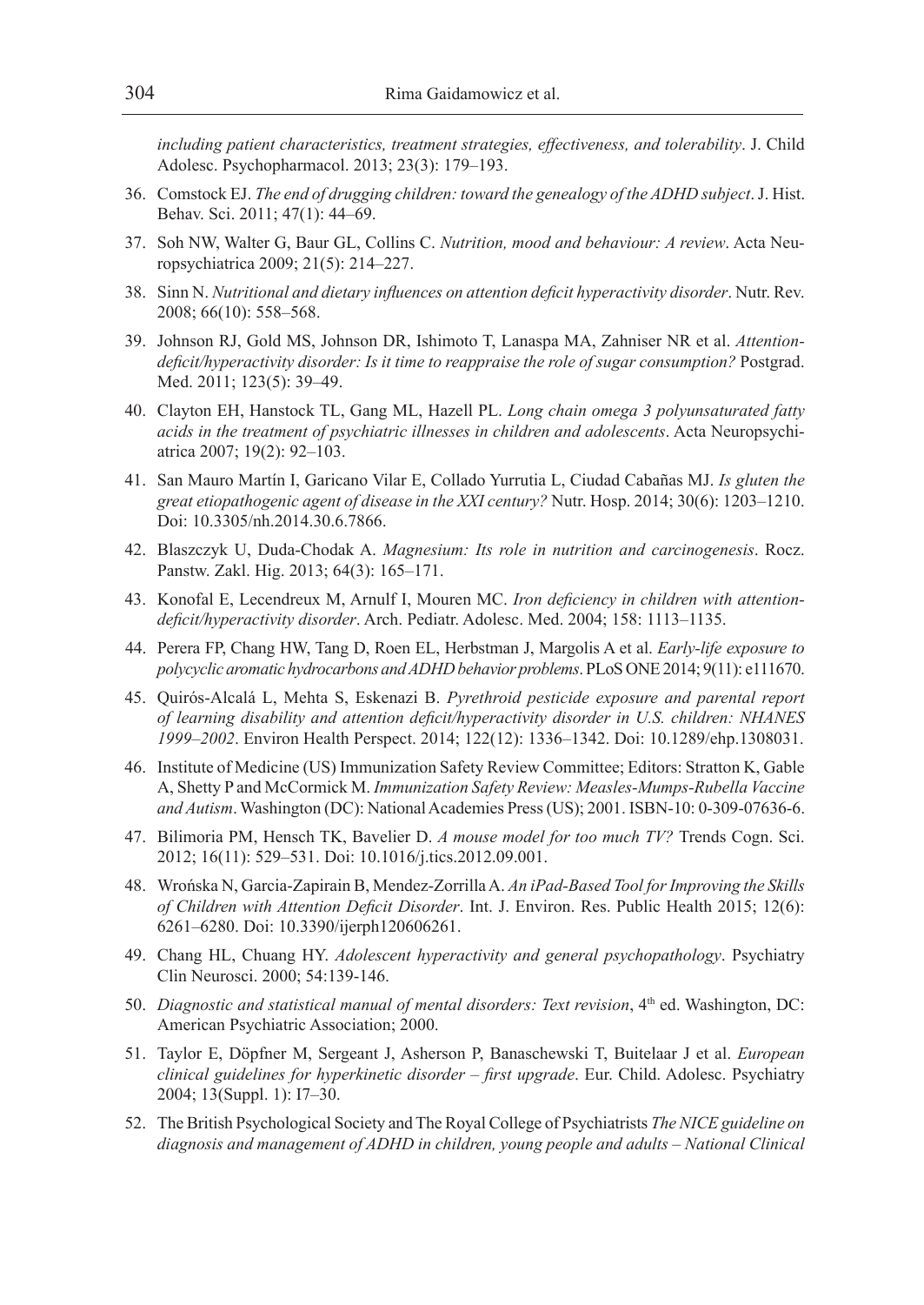*including patient characteristics, treatment strategies, effectiveness, and tolerability*. J. Child Adolesc. Psychopharmacol. 2013; 23(3): 179–193.

36. Comstock EJ. *The end of drugging children: toward the genealogy of the ADHD subject*. J. Hist. Behav. Sci. 2011; 47(1): 44–69.
37. Soh NW, Walter G, Baur GL, Collins C. *Nutrition, mood and behaviour: A review*. Acta Neuropsychiatrica 2009; 21(5): 214–227.
38. Sinn N. *Nutritional and dietary influences on attention deficit hyperactivity disorder*. Nutr. Rev. 2008; 66(10): 558–568.
39. Johnson RJ, Gold MS, Johnson DR, Ishimoto T, Lanaspa MA, Zahniser NR et al. *Attention-deficit/hyperactivity disorder: Is it time to reappraise the role of sugar consumption?* Postgrad. Med. 2011; 123(5): 39–49.
40. Clayton EH, Hanstock TL, Gang ML, Hazell PL. *Long chain omega 3 polyunsaturated fatty acids in the treatment of psychiatric illnesses in children and adolescents*. Acta Neuropsychiatrica 2007; 19(2): 92–103.
41. San Mauro Martín I, Garicano Vilar E, Collado Yurrutia L, Ciudad Cabañas MJ. *Is gluten the great etiopathogenic agent of disease in the XXI century?* Nutr. Hosp. 2014; 30(6): 1203–1210. Doi: 10.3305/nh.2014.30.6.7866.
42. Blaszczyk U, Duda-Chodak A. *Magnesium: Its role in nutrition and carcinogenesis*. Rocz. Panstw. Zakl. Hig. 2013; 64(3): 165–171.
43. Konofal E, Lecendreux M, Arnulf I, Mouren MC. *Iron deficiency in children with attention-deficit/hyperactivity disorder*. Arch. Pediatr. Adolesc. Med. 2004; 158: 1113–1135.
44. Perera FP, Chang HW, Tang D, Roen EL, Herbstman J, Margolis A et al. *Early-life exposure to polycyclic aromatic hydrocarbons and ADHD behavior problems*. PLoS ONE 2014; 9(11): e111670.
45. Quirós-Alcalá L, Mehta S, Eskenazi B. *Pyrethroid pesticide exposure and parental report of learning disability and attention deficit/hyperactivity disorder in U.S. children: NHANES 1999–2002*. Environ Health Perspect. 2014; 122(12): 1336–1342. Doi: 10.1289/ehp.1308031.
46. Institute of Medicine (US) Immunization Safety Review Committee; Editors: Stratton K, Gable A, Shetty P and McCormick M. *Immunization Safety Review: Measles-Mumps-Rubella Vaccine and Autism*. Washington (DC): National Academies Press (US); 2001. ISBN-10: 0-309-07636-6.
47. Bilimoria PM, Hensch TK, Bavelier D. *A mouse model for too much TV?* Trends Cogn. Sci. 2012; 16(11): 529–531. Doi: 10.1016/j.tics.2012.09.001.
48. Wrońska N, Garcia-Zapirain B, Mendez-Zorrilla A. *An iPad-Based Tool for Improving the Skills of Children with Attention Deficit Disorder*. Int. J. Environ. Res. Public Health 2015; 12(6): 6261–6280. Doi: 10.3390/ijerph120606261.
49. Chang HL, Chuang HY. *Adolescent hyperactivity and general psychopathology*. Psychiatry Clin Neurosci. 2000; 54:139-146.
50. *Diagnostic and statistical manual of mental disorders: Text revision*, 4th ed. Washington, DC: American Psychiatric Association; 2000.
51. Taylor E, Döpfner M, Sergeant J, Asherson P, Banaschewski T, Buitelaar J et al. *European clinical guidelines for hyperkinetic disorder – first upgrade*. Eur. Child. Adolesc. Psychiatry 2004; 13(Suppl. 1): I7–30.
52. The British Psychological Society and The Royal College of Psychiatrists *The NICE guideline on diagnosis and management of ADHD in children, young people and adults – National Clinical*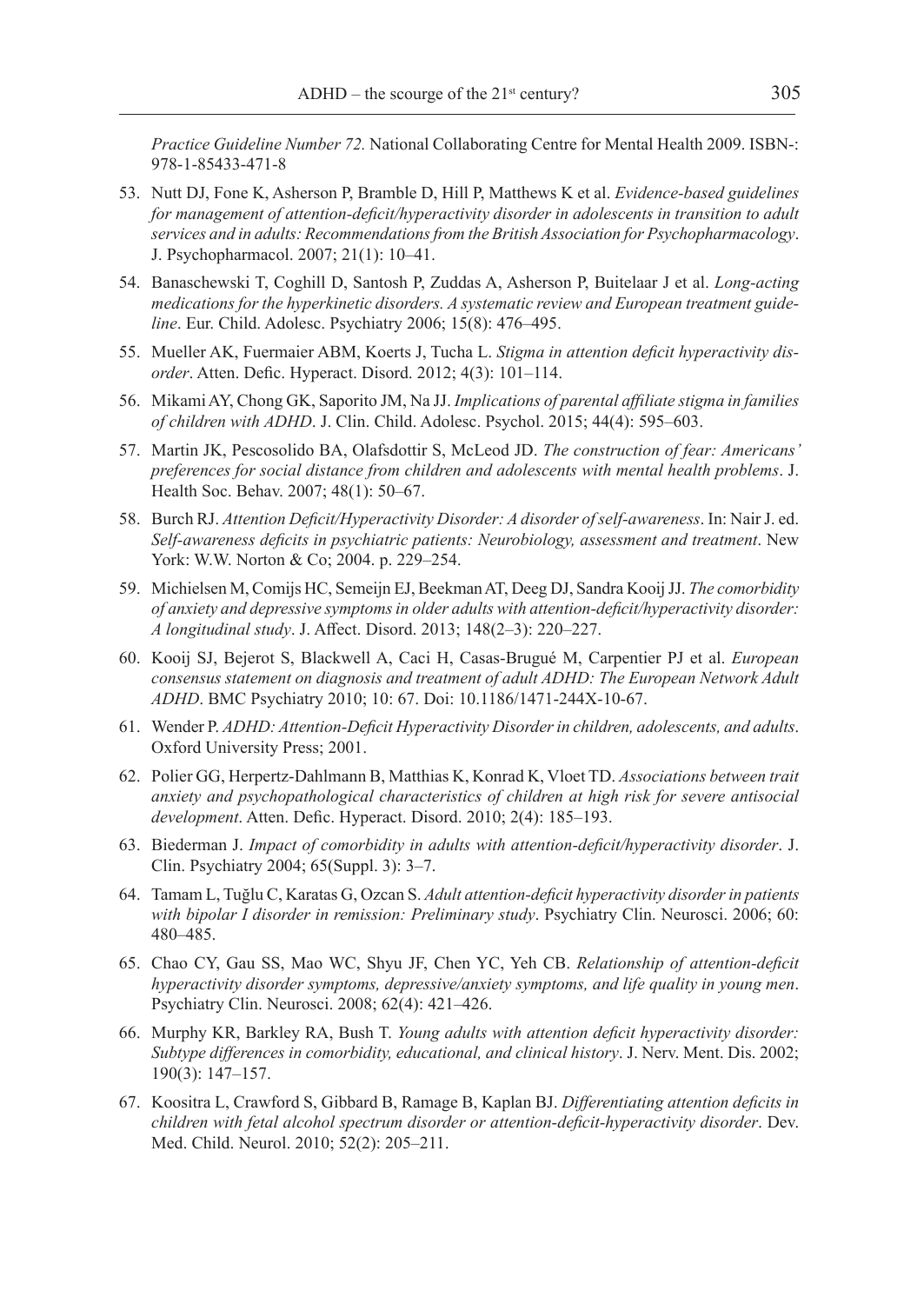*Practice Guideline Number 72.* National Collaborating Centre for Mental Health 2009. ISBN-: 978-1-85433-471-8

53. Nutt DJ, Fone K, Asherson P, Bramble D, Hill P, Matthews K et al. *Evidence-based guidelines for management of attention-deficit/hyperactivity disorder in adolescents in transition to adult services and in adults: Recommendations from the British Association for Psychopharmacology*. J. Psychopharmacol. 2007; 21(1): 10–41.
54. Banaschewski T, Coghill D, Santosh P, Zuddas A, Asherson P, Buitelaar J et al. *Long-acting medications for the hyperkinetic disorders. A systematic review and European treatment guideline*. Eur. Child. Adolesc. Psychiatry 2006; 15(8): 476–495.
55. Mueller AK, Fuermaier ABM, Koerts J, Tucha L. *Stigma in attention deficit hyperactivity disorder*. Atten. Defic. Hyperact. Disord. 2012; 4(3): 101–114.
56. Mikami AY, Chong GK, Saporito JM, Na JJ. *Implications of parental affiliate stigma in families of children with ADHD*. J. Clin. Child. Adolesc. Psychol. 2015; 44(4): 595–603.
57. Martin JK, Pescosolido BA, Olafsdottir S, McLeod JD. *The construction of fear: Americans' preferences for social distance from children and adolescents with mental health problems*. J. Health Soc. Behav. 2007; 48(1): 50–67.
58. Burch RJ. *Attention Deficit/Hyperactivity Disorder: A disorder of self-awareness*. In: Nair J. ed. *Self-awareness deficits in psychiatric patients: Neurobiology, assessment and treatment*. New York: W.W. Norton & Co; 2004. p. 229–254.
59. Michielsen M, Comijs HC, Semeijn EJ, Beekman AT, Deeg DJ, Sandra Kooij JJ. *The comorbidity of anxiety and depressive symptoms in older adults with attention-deficit/hyperactivity disorder: A longitudinal study*. J. Affect. Disord. 2013; 148(2–3): 220–227.
60. Kooij SJ, Bejerot S, Blackwell A, Caci H, Casas-Brugué M, Carpentier PJ et al. *European consensus statement on diagnosis and treatment of adult ADHD: The European Network Adult ADHD*. BMC Psychiatry 2010; 10: 67. Doi: 10.1186/1471-244X-10-67.
61. Wender P. *ADHD: Attention-Deficit Hyperactivity Disorder in children, adolescents, and adults*. Oxford University Press; 2001.
62. Polier GG, Herpertz-Dahlmann B, Matthias K, Konrad K, Vloet TD. *Associations between trait anxiety and psychopathological characteristics of children at high risk for severe antisocial development*. Atten. Defic. Hyperact. Disord. 2010; 2(4): 185–193.
63. Biederman J. *Impact of comorbidity in adults with attention-deficit/hyperactivity disorder*. J. Clin. Psychiatry 2004; 65(Suppl. 3): 3–7.
64. Tamam L, Tuğlu C, Karatas G, Ozcan S. *Adult attention-deficit hyperactivity disorder in patients with bipolar I disorder in remission: Preliminary study*. Psychiatry Clin. Neurosci. 2006; 60: 480–485.
65. Chao CY, Gau SS, Mao WC, Shyu JF, Chen YC, Yeh CB. *Relationship of attention-deficit hyperactivity disorder symptoms, depressive/anxiety symptoms, and life quality in young men*. Psychiatry Clin. Neurosci. 2008; 62(4): 421–426.
66. Murphy KR, Barkley RA, Bush T. *Young adults with attention deficit hyperactivity disorder: Subtype differences in comorbidity, educational, and clinical history*. J. Nerv. Ment. Dis. 2002; 190(3): 147–157.
67. Koositra L, Crawford S, Gibbard B, Ramage B, Kaplan BJ. *Differentiating attention deficits in children with fetal alcohol spectrum disorder or attention-deficit-hyperactivity disorder*. Dev. Med. Child. Neurol. 2010; 52(2): 205–211.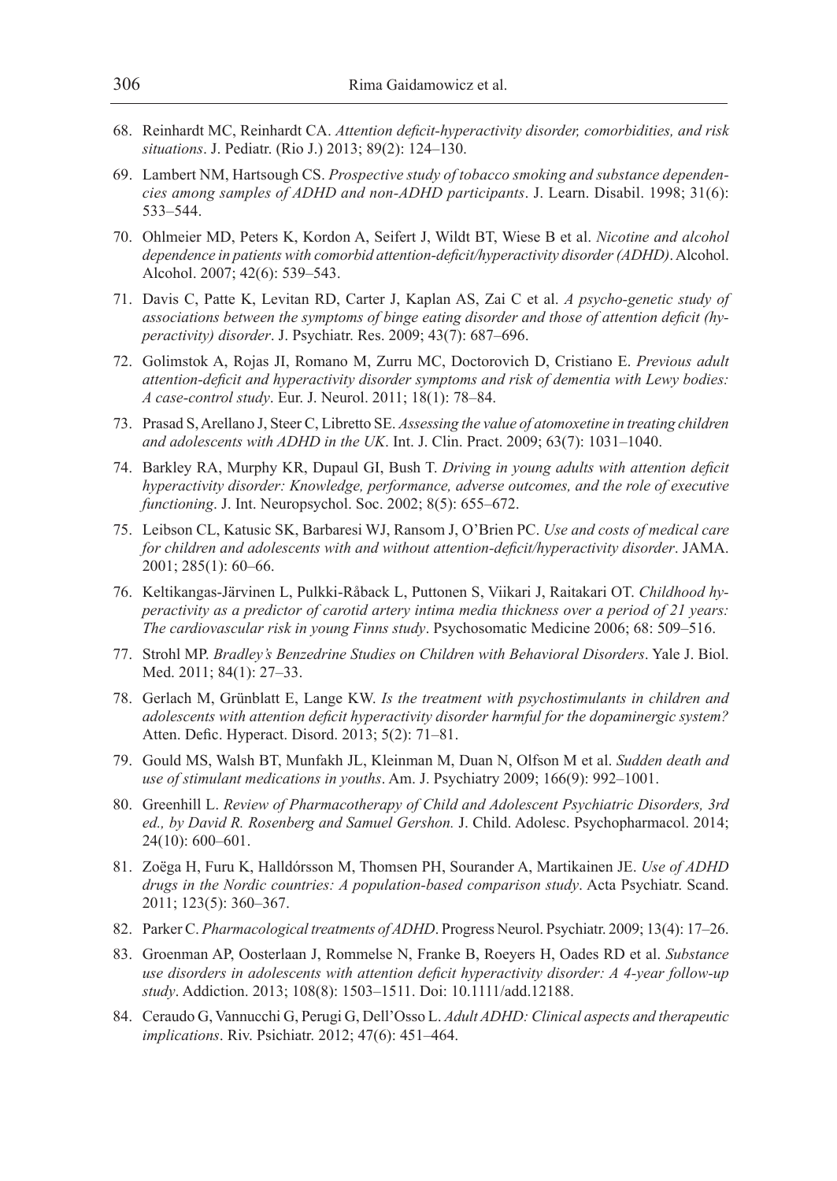68. Reinhardt MC, Reinhardt CA. *Attention deficit-hyperactivity disorder, comorbidities, and risk situations*. J. Pediatr. (Rio J.) 2013; 89(2): 124–130.

69. Lambert NM, Hartsough CS. *Prospective study of tobacco smoking and substance dependencies among samples of ADHD and non-ADHD participants*. J. Learn. Disabil. 1998; 31(6): 533–544.

70. Ohlmeier MD, Peters K, Kordon A, Seifert J, Wildt BT, Wiese B et al. *Nicotine and alcohol dependence in patients with comorbid attention-deficit/hyperactivity disorder (ADHD)*. Alcohol. Alcohol. 2007; 42(6): 539–543.

71. Davis C, Patte K, Levitan RD, Carter J, Kaplan AS, Zai C et al. *A psycho-genetic study of associations between the symptoms of binge eating disorder and those of attention deficit (hyperactivity) disorder*. J. Psychiatr. Res. 2009; 43(7): 687–696.

72. Golimstok A, Rojas JI, Romano M, Zurru MC, Doctorovich D, Cristiano E. *Previous adult attention-deficit and hyperactivity disorder symptoms and risk of dementia with Lewy bodies: A case-control study*. Eur. J. Neurol. 2011; 18(1): 78–84.

73. Prasad S, Arellano J, Steer C, Libretto SE. *Assessing the value of atomoxetine in treating children and adolescents with ADHD in the UK*. Int. J. Clin. Pract. 2009; 63(7): 1031–1040.

74. Barkley RA, Murphy KR, Dupaul GI, Bush T. *Driving in young adults with attention deficit hyperactivity disorder: Knowledge, performance, adverse outcomes, and the role of executive functioning*. J. Int. Neuropsychol. Soc. 2002; 8(5): 655–672.

75. Leibson CL, Katusic SK, Barbaresi WJ, Ransom J, O'Brien PC. *Use and costs of medical care for children and adolescents with and without attention-deficit/hyperactivity disorder*. JAMA. 2001; 285(1): 60–66.

76. Keltikangas-Järvinen L, Pulkki-Råback L, Puttonen S, Viikari J, Raitakari OT. *Childhood hyperactivity as a predictor of carotid artery intima media thickness over a period of 21 years: The cardiovascular risk in young Finns study*. Psychosomatic Medicine 2006; 68: 509–516.

77. Strohl MP. *Bradley's Benzedrine Studies on Children with Behavioral Disorders*. Yale J. Biol. Med. 2011; 84(1): 27–33.

78. Gerlach M, Grünblatt E, Lange KW. *Is the treatment with psychostimulants in children and adolescents with attention deficit hyperactivity disorder harmful for the dopaminergic system?* Atten. Defic. Hyperact. Disord. 2013; 5(2): 71–81.

79. Gould MS, Walsh BT, Munfakh JL, Kleinman M, Duan N, Olfson M et al. *Sudden death and use of stimulant medications in youths*. Am. J. Psychiatry 2009; 166(9): 992–1001.

80. Greenhill L. *Review of Pharmacotherapy of Child and Adolescent Psychiatric Disorders, 3rd ed., by David R. Rosenberg and Samuel Gershon.* J. Child. Adolesc. Psychopharmacol. 2014; 24(10): 600–601.

81. Zoëga H, Furu K, Halldórsson M, Thomsen PH, Sourander A, Martikainen JE. *Use of ADHD drugs in the Nordic countries: A population-based comparison study*. Acta Psychiatr. Scand. 2011; 123(5): 360–367.

82. Parker C. *Pharmacological treatments of ADHD*. Progress Neurol. Psychiatr. 2009; 13(4): 17–26.

83. Groenman AP, Oosterlaan J, Rommelse N, Franke B, Roeyers H, Oades RD et al. *Substance use disorders in adolescents with attention deficit hyperactivity disorder: A 4-year follow-up study*. Addiction. 2013; 108(8): 1503–1511. Doi: 10.1111/add.12188.

84. Ceraudo G, Vannucchi G, Perugi G, Dell'Osso L. *Adult ADHD: Clinical aspects and therapeutic implications*. Riv. Psichiatr. 2012; 47(6): 451–464.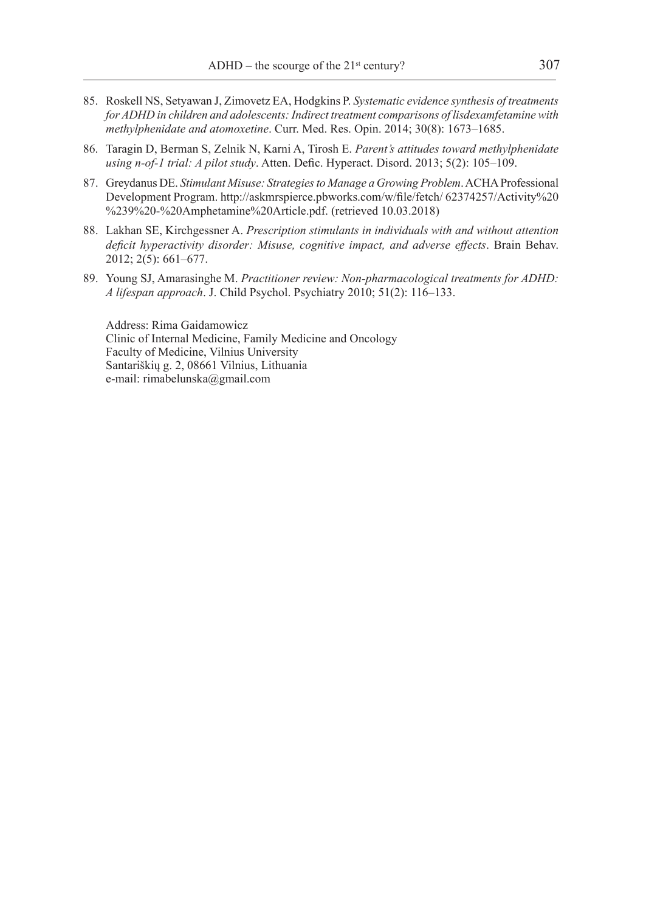85. Roskell NS, Setyawan J, Zimovetz EA, Hodgkins P. *Systematic evidence synthesis of treatments for ADHD in children and adolescents: Indirect treatment comparisons of lisdexamfetamine with methylphenidate and atomoxetine*. Curr. Med. Res. Opin. 2014; 30(8): 1673–1685.
86. Taragin D, Berman S, Zelnik N, Karni A, Tirosh E. *Parent's attitudes toward methylphenidate using n-of-1 trial: A pilot study*. Atten. Defic. Hyperact. Disord. 2013; 5(2): 105–109.
87. Greydanus DE. *Stimulant Misuse: Strategies to Manage a Growing Problem*. ACHA Professional Development Program. http://askmrspierce.pbworks.com/w/file/fetch/ 62374257/Activity%20 %239%20-%20Amphetamine%20Article.pdf. (retrieved 10.03.2018)
88. Lakhan SE, Kirchgessner A. *Prescription stimulants in individuals with and without attention deficit hyperactivity disorder: Misuse, cognitive impact, and adverse effects*. Brain Behav. 2012; 2(5): 661–677.
89. Young SJ, Amarasinghe M. *Practitioner review: Non-pharmacological treatments for ADHD: A lifespan approach*. J. Child Psychol. Psychiatry 2010; 51(2): 116–133.

Address: Rima Gaidamowicz
Clinic of Internal Medicine, Family Medicine and Oncology
Faculty of Medicine, Vilnius University
Santariškių g. 2, 08661 Vilnius, Lithuania
e-mail: rimabelunska@gmail.com